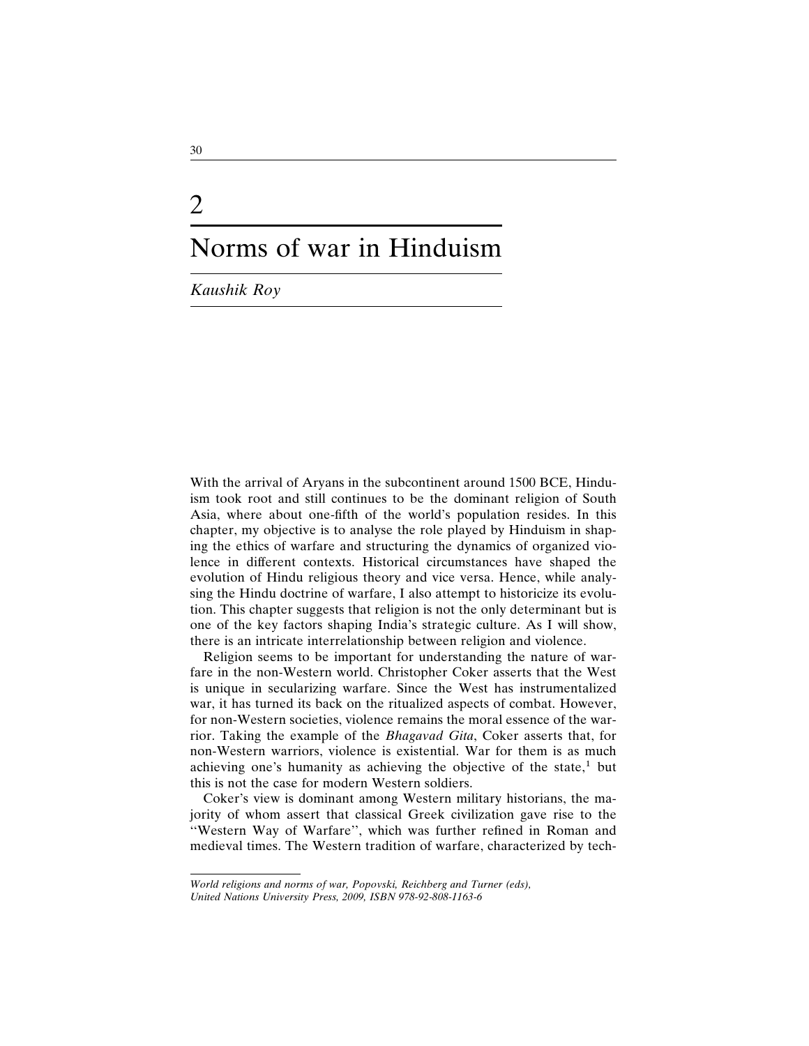# 2

# Norms of war in Hinduism

*Kaushik Roy*

With the arrival of Aryans in the subcontinent around 1500 BCE, Hinduism took root and still continues to be the dominant religion of South Asia, where about one-fifth of the world's population resides. In this chapter, my objective is to analyse the role played by Hinduism in shaping the ethics of warfare and structuring the dynamics of organized violence in different contexts. Historical circumstances have shaped the evolution of Hindu religious theory and vice versa. Hence, while analysing the Hindu doctrine of warfare, I also attempt to historicize its evolution. This chapter suggests that religion is not the only determinant but is one of the key factors shaping India's strategic culture. As I will show, there is an intricate interrelationship between religion and violence.

Religion seems to be important for understanding the nature of warfare in the non-Western world. Christopher Coker asserts that the West is unique in secularizing warfare. Since the West has instrumentalized war, it has turned its back on the ritualized aspects of combat. However, for non-Western societies, violence remains the moral essence of the warrior. Taking the example of the *Bhagavad Gita*, Coker asserts that, for non-Western warriors, violence is existential. War for them is as much achieving one's humanity as achieving the objective of the state,[1] but this is not the case for modern Western soldiers.

Coker's view is dominant among Western military historians, the majority of whom assert that classical Greek civilization gave rise to the "Western Way of Warfare", which was further refined in Roman and medieval times. The Western tradition of warfare, characterized by tech-

---

*World religions and norms of war, Popovski, Reichberg and Turner (eds), United Nations University Press, 2009, ISBN 978-92-808-1163-6*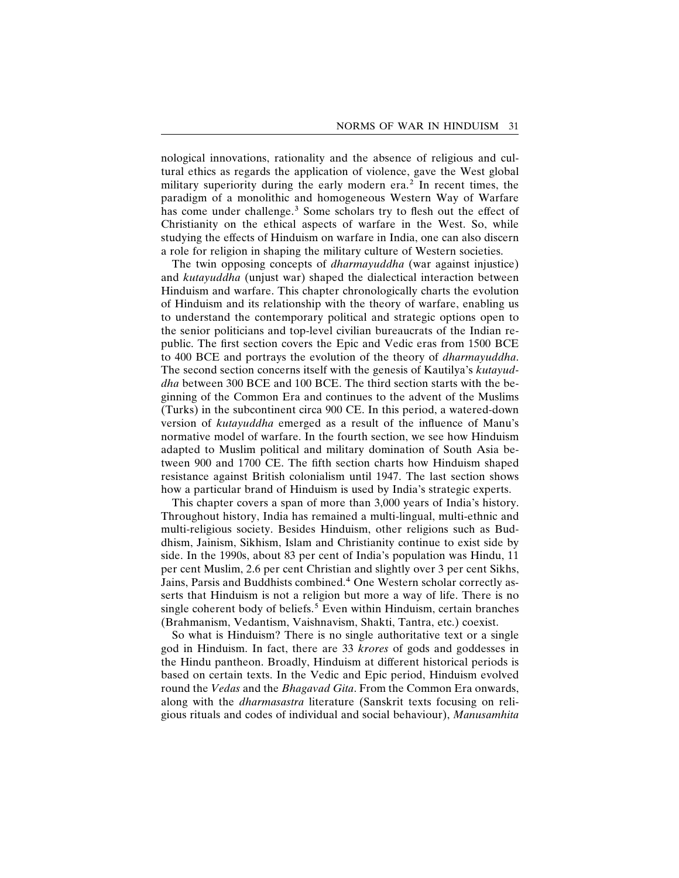nological innovations, rationality and the absence of religious and cultural ethics as regards the application of violence, gave the West global military superiority during the early modern era.[2] In recent times, the paradigm of a monolithic and homogeneous Western Way of Warfare has come under challenge.[3] Some scholars try to flesh out the effect of Christianity on the ethical aspects of warfare in the West. So, while studying the effects of Hinduism on warfare in India, one can also discern a role for religion in shaping the military culture of Western societies.

The twin opposing concepts of *dharmayuddha* (war against injustice) and *kutayuddha* (unjust war) shaped the dialectical interaction between Hinduism and warfare. This chapter chronologically charts the evolution of Hinduism and its relationship with the theory of warfare, enabling us to understand the contemporary political and strategic options open to the senior politicians and top-level civilian bureaucrats of the Indian republic. The first section covers the Epic and Vedic eras from 1500 BCE to 400 BCE and portrays the evolution of the theory of *dharmayuddha*. The second section concerns itself with the genesis of Kautilya's *kutayuddha* between 300 BCE and 100 BCE. The third section starts with the beginning of the Common Era and continues to the advent of the Muslims (Turks) in the subcontinent circa 900 CE. In this period, a watered-down version of *kutayuddha* emerged as a result of the influence of Manu's normative model of warfare. In the fourth section, we see how Hinduism adapted to Muslim political and military domination of South Asia between 900 and 1700 CE. The fifth section charts how Hinduism shaped resistance against British colonialism until 1947. The last section shows how a particular brand of Hinduism is used by India's strategic experts.

This chapter covers a span of more than 3,000 years of India's history. Throughout history, India has remained a multi-lingual, multi-ethnic and multi-religious society. Besides Hinduism, other religions such as Buddhism, Jainism, Sikhism, Islam and Christianity continue to exist side by side. In the 1990s, about 83 per cent of India's population was Hindu, 11 per cent Muslim, 2.6 per cent Christian and slightly over 3 per cent Sikhs, Jains, Parsis and Buddhists combined.[4] One Western scholar correctly asserts that Hinduism is not a religion but more a way of life. There is no single coherent body of beliefs.[5] Even within Hinduism, certain branches (Brahmanism, Vedantism, Vaishnavism, Shakti, Tantra, etc.) coexist.

So what is Hinduism? There is no single authoritative text or a single god in Hinduism. In fact, there are 33 *krores* of gods and goddesses in the Hindu pantheon. Broadly, Hinduism at different historical periods is based on certain texts. In the Vedic and Epic period, Hinduism evolved round the *Vedas* and the *Bhagavad Gita*. From the Common Era onwards, along with the *dharmasastra* literature (Sanskrit texts focusing on religious rituals and codes of individual and social behaviour), *Manusamhita*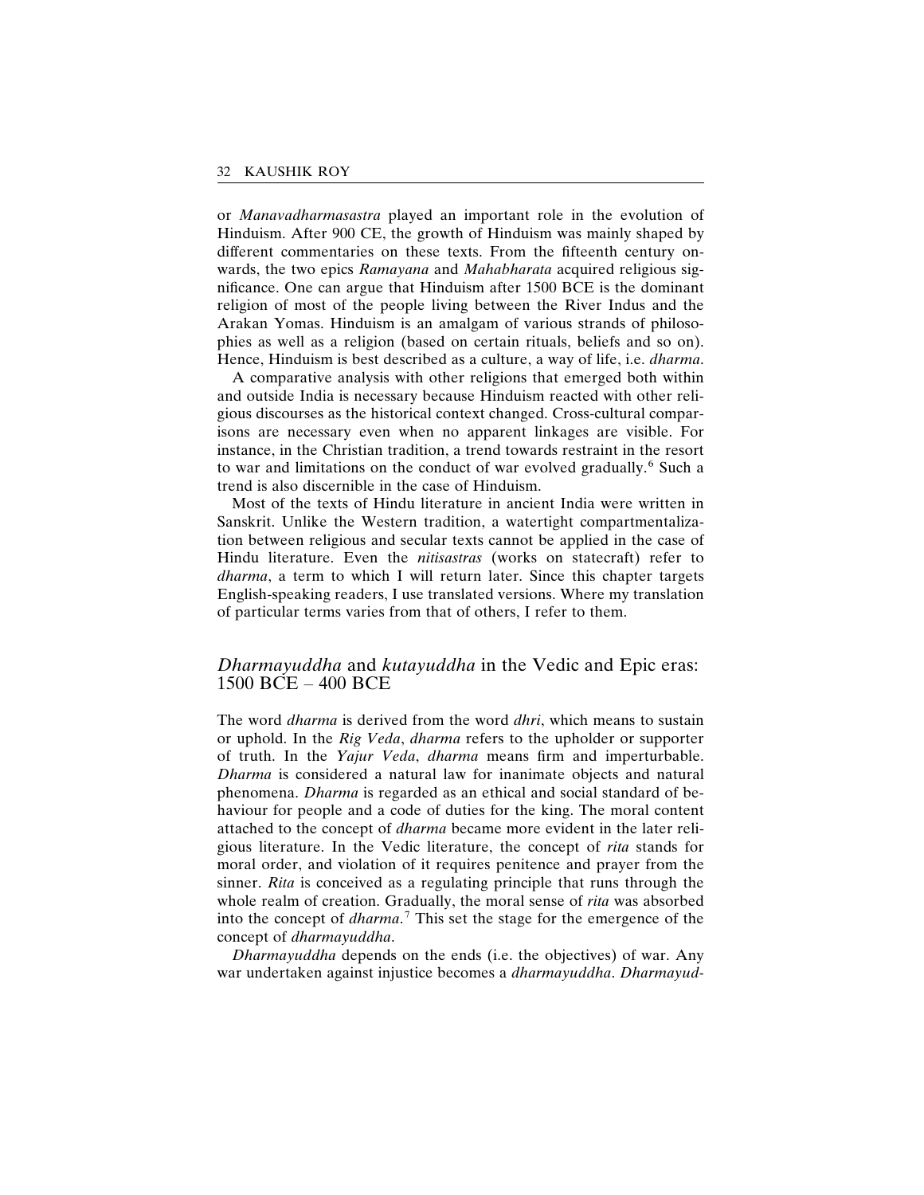or *Manavadharmasastra* played an important role in the evolution of Hinduism. After 900 CE, the growth of Hinduism was mainly shaped by different commentaries on these texts. From the fifteenth century onwards, the two epics *Ramayana* and *Mahabharata* acquired religious significance. One can argue that Hinduism after 1500 BCE is the dominant religion of most of the people living between the River Indus and the Arakan Yomas. Hinduism is an amalgam of various strands of philosophies as well as a religion (based on certain rituals, beliefs and so on). Hence, Hinduism is best described as a culture, a way of life, i.e. *dharma*.

A comparative analysis with other religions that emerged both within and outside India is necessary because Hinduism reacted with other religious discourses as the historical context changed. Cross-cultural comparisons are necessary even when no apparent linkages are visible. For instance, in the Christian tradition, a trend towards restraint in the resort to war and limitations on the conduct of war evolved gradually.[6] Such a trend is also discernible in the case of Hinduism.

Most of the texts of Hindu literature in ancient India were written in Sanskrit. Unlike the Western tradition, a watertight compartmentalization between religious and secular texts cannot be applied in the case of Hindu literature. Even the *nitisastras* (works on statecraft) refer to *dharma*, a term to which I will return later. Since this chapter targets English-speaking readers, I use translated versions. Where my translation of particular terms varies from that of others, I refer to them.

## *Dharmayuddha* and *kutayuddha* in the Vedic and Epic eras: 1500 BCE – 400 BCE

The word *dharma* is derived from the word *dhri*, which means to sustain or uphold. In the *Rig Veda*, *dharma* refers to the upholder or supporter of truth. In the *Yajur Veda*, *dharma* means firm and imperturbable. *Dharma* is considered a natural law for inanimate objects and natural phenomena. *Dharma* is regarded as an ethical and social standard of behaviour for people and a code of duties for the king. The moral content attached to the concept of *dharma* became more evident in the later religious literature. In the Vedic literature, the concept of *rita* stands for moral order, and violation of it requires penitence and prayer from the sinner. *Rita* is conceived as a regulating principle that runs through the whole realm of creation. Gradually, the moral sense of *rita* was absorbed into the concept of *dharma*.[7] This set the stage for the emergence of the concept of *dharmayuddha*.

*Dharmayuddha* depends on the ends (i.e. the objectives) of war. Any war undertaken against injustice becomes a *dharmayuddha*. *Dharmayud-*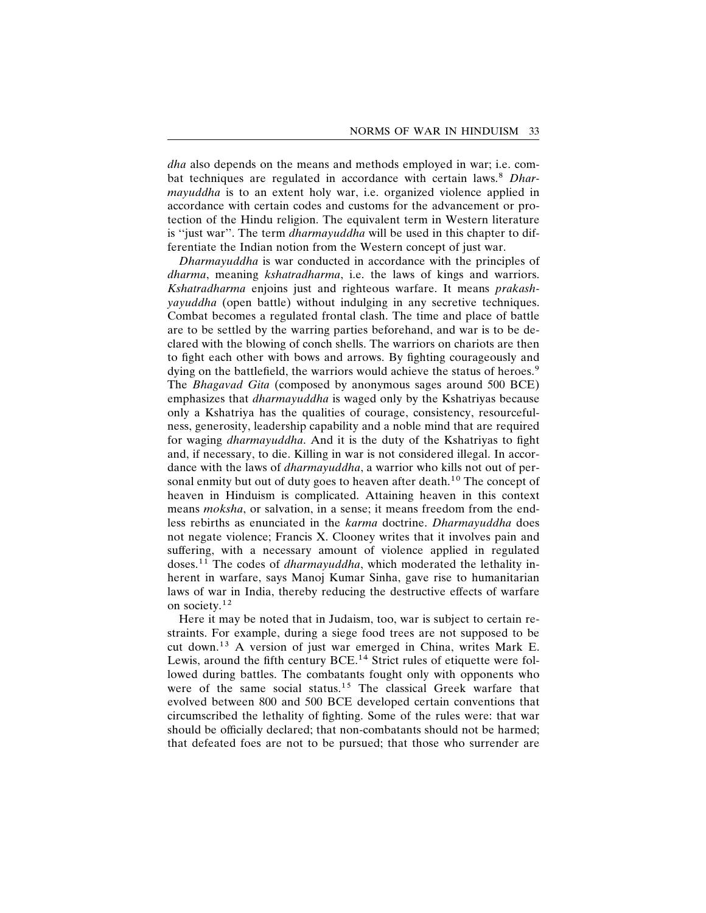*dha* also depends on the means and methods employed in war; i.e. combat techniques are regulated in accordance with certain laws.[8] *Dharmayuddha* is to an extent holy war, i.e. organized violence applied in accordance with certain codes and customs for the advancement or protection of the Hindu religion. The equivalent term in Western literature is "just war". The term *dharmayuddha* will be used in this chapter to differentiate the Indian notion from the Western concept of just war.

*Dharmayuddha* is war conducted in accordance with the principles of *dharma*, meaning *kshatradharma*, i.e. the laws of kings and warriors. *Kshatradharma* enjoins just and righteous warfare. It means *prakashyayuddha* (open battle) without indulging in any secretive techniques. Combat becomes a regulated frontal clash. The time and place of battle are to be settled by the warring parties beforehand, and war is to be declared with the blowing of conch shells. The warriors on chariots are then to fight each other with bows and arrows. By fighting courageously and dying on the battlefield, the warriors would achieve the status of heroes.[9] The *Bhagavad Gita* (composed by anonymous sages around 500 BCE) emphasizes that *dharmayuddha* is waged only by the Kshatriyas because only a Kshatriya has the qualities of courage, consistency, resourcefulness, generosity, leadership capability and a noble mind that are required for waging *dharmayuddha*. And it is the duty of the Kshatriyas to fight and, if necessary, to die. Killing in war is not considered illegal. In accordance with the laws of *dharmayuddha*, a warrior who kills not out of personal enmity but out of duty goes to heaven after death.[10] The concept of heaven in Hinduism is complicated. Attaining heaven in this context means *moksha*, or salvation, in a sense; it means freedom from the endless rebirths as enunciated in the *karma* doctrine. *Dharmayuddha* does not negate violence; Francis X. Clooney writes that it involves pain and suffering, with a necessary amount of violence applied in regulated doses.[11] The codes of *dharmayuddha*, which moderated the lethality inherent in warfare, says Manoj Kumar Sinha, gave rise to humanitarian laws of war in India, thereby reducing the destructive effects of warfare on society.[12]

Here it may be noted that in Judaism, too, war is subject to certain restraints. For example, during a siege food trees are not supposed to be cut down.[13] A version of just war emerged in China, writes Mark E. Lewis, around the fifth century BCE.[14] Strict rules of etiquette were followed during battles. The combatants fought only with opponents who were of the same social status.[15] The classical Greek warfare that evolved between 800 and 500 BCE developed certain conventions that circumscribed the lethality of fighting. Some of the rules were: that war should be officially declared; that non-combatants should not be harmed; that defeated foes are not to be pursued; that those who surrender are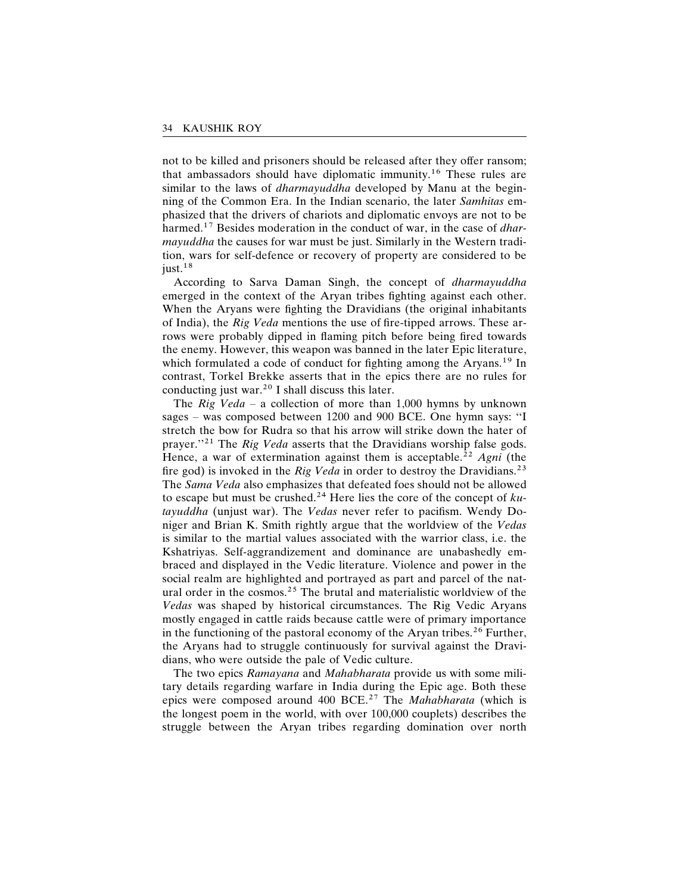not to be killed and prisoners should be released after they offer ransom; that ambassadors should have diplomatic immunity.[16] These rules are similar to the laws of *dharmayuddha* developed by Manu at the beginning of the Common Era. In the Indian scenario, the later *Samhitas* emphasized that the drivers of chariots and diplomatic envoys are not to be harmed.[17] Besides moderation in the conduct of war, in the case of *dharmayuddha* the causes for war must be just. Similarly in the Western tradition, wars for self-defence or recovery of property are considered to be just.[18]

According to Sarva Daman Singh, the concept of *dharmayuddha* emerged in the context of the Aryan tribes fighting against each other. When the Aryans were fighting the Dravidians (the original inhabitants of India), the *Rig Veda* mentions the use of fire-tipped arrows. These arrows were probably dipped in flaming pitch before being fired towards the enemy. However, this weapon was banned in the later Epic literature, which formulated a code of conduct for fighting among the Aryans.[19] In contrast, Torkel Brekke asserts that in the epics there are no rules for conducting just war.[20] I shall discuss this later.

The *Rig Veda* – a collection of more than 1,000 hymns by unknown sages – was composed between 1200 and 900 BCE. One hymn says: "I stretch the bow for Rudra so that his arrow will strike down the hater of prayer."[21] The *Rig Veda* asserts that the Dravidians worship false gods. Hence, a war of extermination against them is acceptable.[22] *Agni* (the fire god) is invoked in the *Rig Veda* in order to destroy the Dravidians.[23] The *Sama Veda* also emphasizes that defeated foes should not be allowed to escape but must be crushed.[24] Here lies the core of the concept of *kutayuddha* (unjust war). The *Vedas* never refer to pacifism. Wendy Doniger and Brian K. Smith rightly argue that the worldview of the *Vedas* is similar to the martial values associated with the warrior class, i.e. the Kshatriyas. Self-aggrandizement and dominance are unabashedly embraced and displayed in the Vedic literature. Violence and power in the social realm are highlighted and portrayed as part and parcel of the natural order in the cosmos.[25] The brutal and materialistic worldview of the *Vedas* was shaped by historical circumstances. The Rig Vedic Aryans mostly engaged in cattle raids because cattle were of primary importance in the functioning of the pastoral economy of the Aryan tribes.[26] Further, the Aryans had to struggle continuously for survival against the Dravidians, who were outside the pale of Vedic culture.

The two epics *Ramayana* and *Mahabharata* provide us with some military details regarding warfare in India during the Epic age. Both these epics were composed around 400 BCE.[27] The *Mahabharata* (which is the longest poem in the world, with over 100,000 couplets) describes the struggle between the Aryan tribes regarding domination over north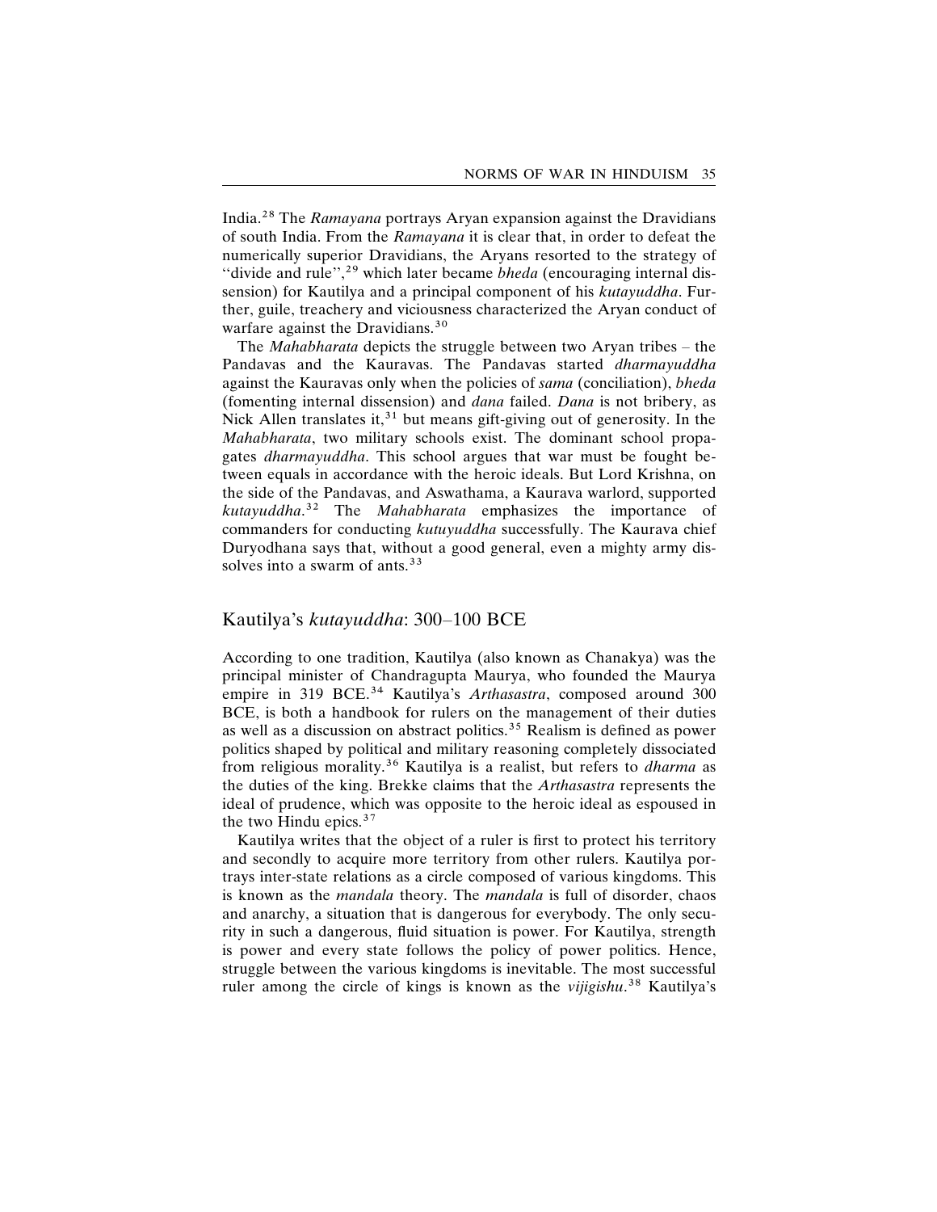India.[28] The *Ramayana* portrays Aryan expansion against the Dravidians of south India. From the *Ramayana* it is clear that, in order to defeat the numerically superior Dravidians, the Aryans resorted to the strategy of "divide and rule",[29] which later became *bheda* (encouraging internal dissension) for Kautilya and a principal component of his *kutayuddha*. Further, guile, treachery and viciousness characterized the Aryan conduct of warfare against the Dravidians.[30]

The *Mahabharata* depicts the struggle between two Aryan tribes – the Pandavas and the Kauravas. The Pandavas started *dharmayuddha* against the Kauravas only when the policies of *sama* (conciliation), *bheda* (fomenting internal dissension) and *dana* failed. *Dana* is not bribery, as Nick Allen translates it,[31] but means gift-giving out of generosity. In the *Mahabharata*, two military schools exist. The dominant school propagates *dharmayuddha*. This school argues that war must be fought between equals in accordance with the heroic ideals. But Lord Krishna, on the side of the Pandavas, and Aswathama, a Kaurava warlord, supported *kutayuddha*.[32] The *Mahabharata* emphasizes the importance of commanders for conducting *kutuyuddha* successfully. The Kaurava chief Duryodhana says that, without a good general, even a mighty army dissolves into a swarm of ants.[33]

## Kautilya's *kutayuddha*: 300–100 BCE

According to one tradition, Kautilya (also known as Chanakya) was the principal minister of Chandragupta Maurya, who founded the Maurya empire in 319 BCE.[34] Kautilya's *Arthasastra*, composed around 300 BCE, is both a handbook for rulers on the management of their duties as well as a discussion on abstract politics.[35] Realism is defined as power politics shaped by political and military reasoning completely dissociated from religious morality.[36] Kautilya is a realist, but refers to *dharma* as the duties of the king. Brekke claims that the *Arthasastra* represents the ideal of prudence, which was opposite to the heroic ideal as espoused in the two Hindu epics.[37]

Kautilya writes that the object of a ruler is first to protect his territory and secondly to acquire more territory from other rulers. Kautilya portrays inter-state relations as a circle composed of various kingdoms. This is known as the *mandala* theory. The *mandala* is full of disorder, chaos and anarchy, a situation that is dangerous for everybody. The only security in such a dangerous, fluid situation is power. For Kautilya, strength is power and every state follows the policy of power politics. Hence, struggle between the various kingdoms is inevitable. The most successful ruler among the circle of kings is known as the *vijigishu*.[38] Kautilya's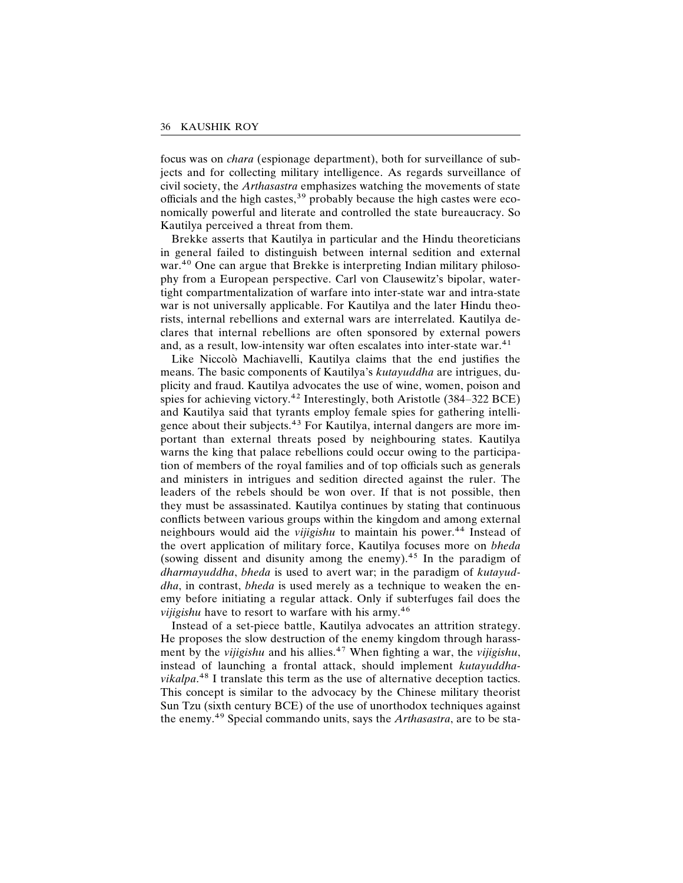focus was on *chara* (espionage department), both for surveillance of subjects and for collecting military intelligence. As regards surveillance of civil society, the *Arthasastra* emphasizes watching the movements of state officials and the high castes,[39] probably because the high castes were economically powerful and literate and controlled the state bureaucracy. So Kautilya perceived a threat from them.

Brekke asserts that Kautilya in particular and the Hindu theoreticians in general failed to distinguish between internal sedition and external war.[40] One can argue that Brekke is interpreting Indian military philosophy from a European perspective. Carl von Clausewitz's bipolar, watertight compartmentalization of warfare into inter-state war and intra-state war is not universally applicable. For Kautilya and the later Hindu theorists, internal rebellions and external wars are interrelated. Kautilya declares that internal rebellions are often sponsored by external powers and, as a result, low-intensity war often escalates into inter-state war.[41]

Like Niccolò Machiavelli, Kautilya claims that the end justifies the means. The basic components of Kautilya's *kutayuddha* are intrigues, duplicity and fraud. Kautilya advocates the use of wine, women, poison and spies for achieving victory.[42] Interestingly, both Aristotle (384–322 BCE) and Kautilya said that tyrants employ female spies for gathering intelligence about their subjects.[43] For Kautilya, internal dangers are more important than external threats posed by neighbouring states. Kautilya warns the king that palace rebellions could occur owing to the participation of members of the royal families and of top officials such as generals and ministers in intrigues and sedition directed against the ruler. The leaders of the rebels should be won over. If that is not possible, then they must be assassinated. Kautilya continues by stating that continuous conflicts between various groups within the kingdom and among external neighbours would aid the *vijigishu* to maintain his power.[44] Instead of the overt application of military force, Kautilya focuses more on *bheda* (sowing dissent and disunity among the enemy).[45] In the paradigm of *dharmayuddha*, *bheda* is used to avert war; in the paradigm of *kutayuddha*, in contrast, *bheda* is used merely as a technique to weaken the enemy before initiating a regular attack. Only if subterfuges fail does the *vijigishu* have to resort to warfare with his army.[46]

Instead of a set-piece battle, Kautilya advocates an attrition strategy. He proposes the slow destruction of the enemy kingdom through harassment by the *vijigishu* and his allies.[47] When fighting a war, the *vijigishu*, instead of launching a frontal attack, should implement *kutayuddha-vikalpa*.[48] I translate this term as the use of alternative deception tactics. This concept is similar to the advocacy by the Chinese military theorist Sun Tzu (sixth century BCE) of the use of unorthodox techniques against the enemy.[49] Special commando units, says the *Arthasastra*, are to be sta-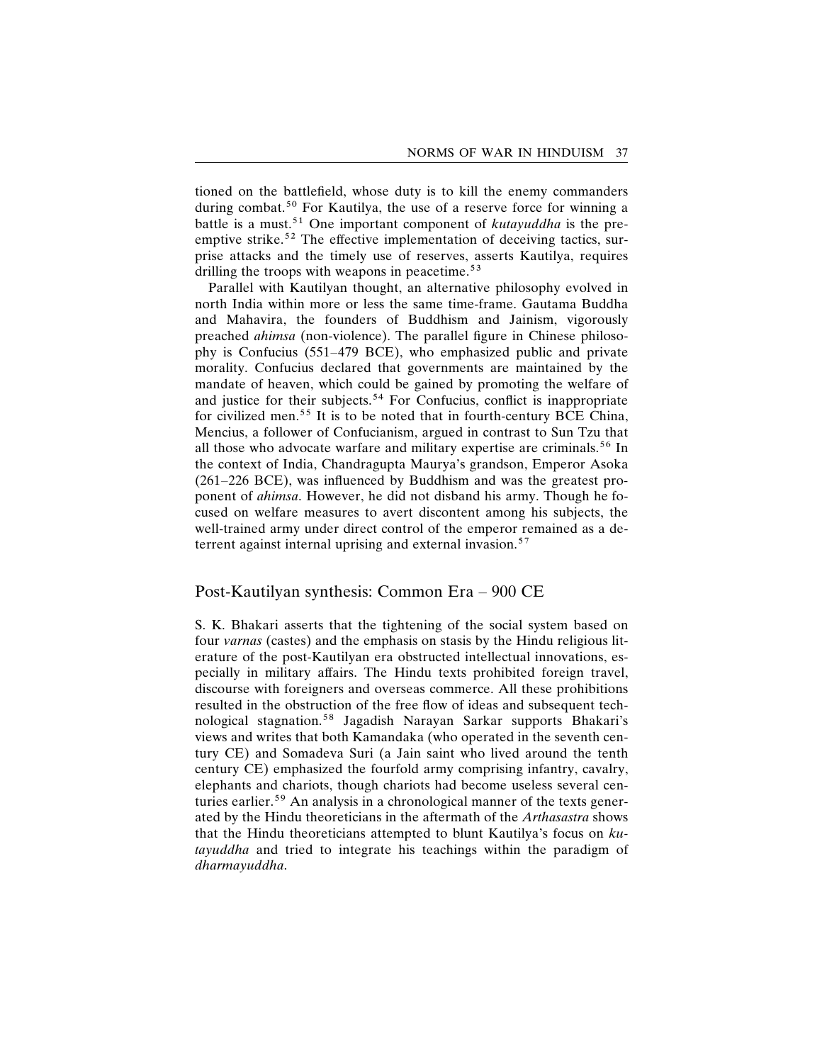tioned on the battlefield, whose duty is to kill the enemy commanders during combat.[50] For Kautilya, the use of a reserve force for winning a battle is a must.[51] One important component of *kutayuddha* is the preemptive strike.[52] The effective implementation of deceiving tactics, surprise attacks and the timely use of reserves, asserts Kautilya, requires drilling the troops with weapons in peacetime.[53]

Parallel with Kautilyan thought, an alternative philosophy evolved in north India within more or less the same time-frame. Gautama Buddha and Mahavira, the founders of Buddhism and Jainism, vigorously preached *ahimsa* (non-violence). The parallel figure in Chinese philosophy is Confucius (551–479 BCE), who emphasized public and private morality. Confucius declared that governments are maintained by the mandate of heaven, which could be gained by promoting the welfare of and justice for their subjects.[54] For Confucius, conflict is inappropriate for civilized men.[55] It is to be noted that in fourth-century BCE China, Mencius, a follower of Confucianism, argued in contrast to Sun Tzu that all those who advocate warfare and military expertise are criminals.[56] In the context of India, Chandragupta Maurya's grandson, Emperor Asoka (261–226 BCE), was influenced by Buddhism and was the greatest proponent of *ahimsa*. However, he did not disband his army. Though he focused on welfare measures to avert discontent among his subjects, the well-trained army under direct control of the emperor remained as a deterrent against internal uprising and external invasion.[57]

## Post-Kautilyan synthesis: Common Era – 900 CE

S. K. Bhakari asserts that the tightening of the social system based on four *varnas* (castes) and the emphasis on stasis by the Hindu religious literature of the post-Kautilyan era obstructed intellectual innovations, especially in military affairs. The Hindu texts prohibited foreign travel, discourse with foreigners and overseas commerce. All these prohibitions resulted in the obstruction of the free flow of ideas and subsequent technological stagnation.[58] Jagadish Narayan Sarkar supports Bhakari's views and writes that both Kamandaka (who operated in the seventh century CE) and Somadeva Suri (a Jain saint who lived around the tenth century CE) emphasized the fourfold army comprising infantry, cavalry, elephants and chariots, though chariots had become useless several centuries earlier.[59] An analysis in a chronological manner of the texts generated by the Hindu theoreticians in the aftermath of the *Arthasastra* shows that the Hindu theoreticians attempted to blunt Kautilya's focus on *kutayuddha* and tried to integrate his teachings within the paradigm of *dharmayuddha*.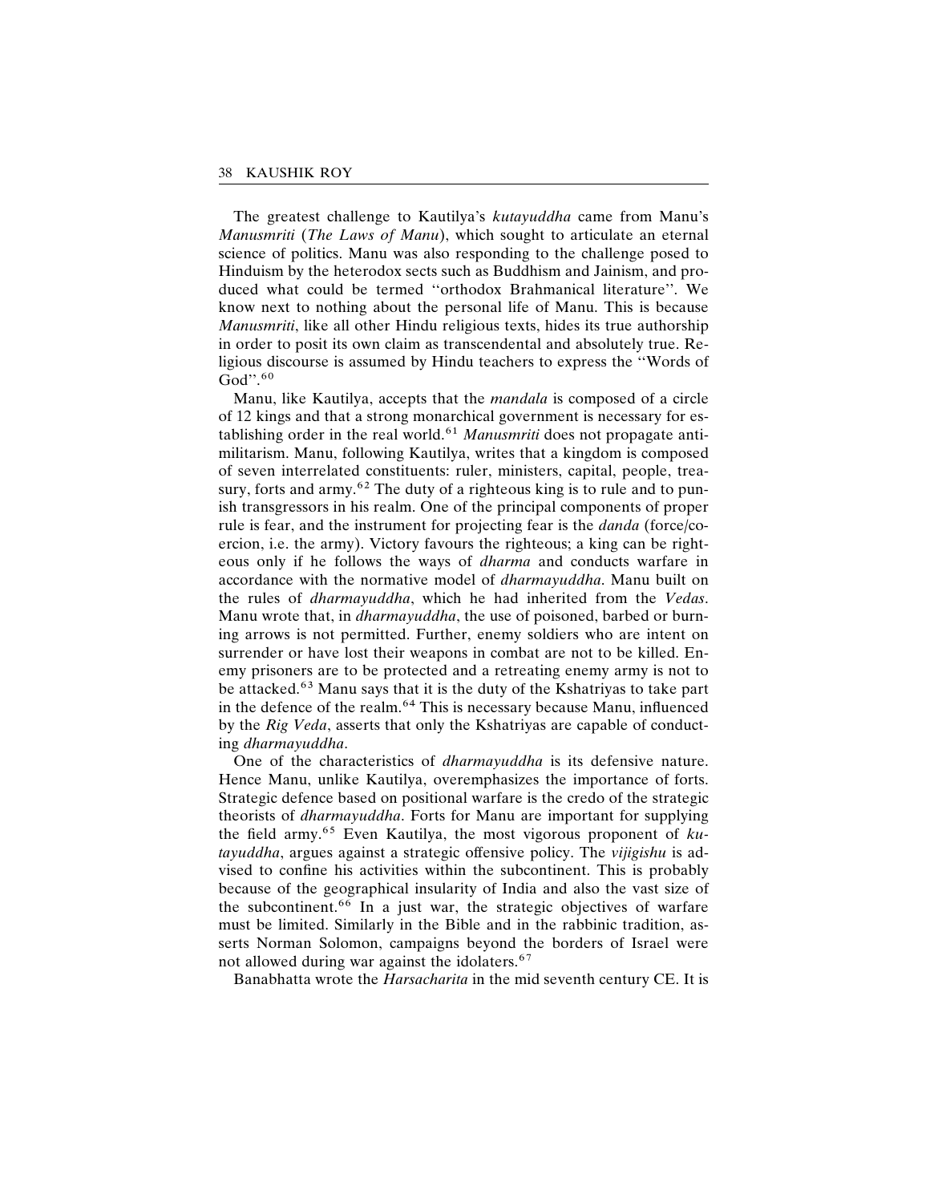The greatest challenge to Kautilya's *kutayuddha* came from Manu's *Manusmriti* (*The Laws of Manu*), which sought to articulate an eternal science of politics. Manu was also responding to the challenge posed to Hinduism by the heterodox sects such as Buddhism and Jainism, and produced what could be termed ''orthodox Brahmanical literature''. We know next to nothing about the personal life of Manu. This is because *Manusmriti*, like all other Hindu religious texts, hides its true authorship in order to posit its own claim as transcendental and absolutely true. Religious discourse is assumed by Hindu teachers to express the ''Words of God''.[60]

Manu, like Kautilya, accepts that the *mandala* is composed of a circle of 12 kings and that a strong monarchical government is necessary for establishing order in the real world.[61] *Manusmriti* does not propagate antimilitarism. Manu, following Kautilya, writes that a kingdom is composed of seven interrelated constituents: ruler, ministers, capital, people, treasury, forts and army.[62] The duty of a righteous king is to rule and to punish transgressors in his realm. One of the principal components of proper rule is fear, and the instrument for projecting fear is the *danda* (force/coercion, i.e. the army). Victory favours the righteous; a king can be righteous only if he follows the ways of *dharma* and conducts warfare in accordance with the normative model of *dharmayuddha*. Manu built on the rules of *dharmayuddha*, which he had inherited from the *Vedas*. Manu wrote that, in *dharmayuddha*, the use of poisoned, barbed or burning arrows is not permitted. Further, enemy soldiers who are intent on surrender or have lost their weapons in combat are not to be killed. Enemy prisoners are to be protected and a retreating enemy army is not to be attacked.[63] Manu says that it is the duty of the Kshatriyas to take part in the defence of the realm.[64] This is necessary because Manu, influenced by the *Rig Veda*, asserts that only the Kshatriyas are capable of conducting *dharmayuddha*.

One of the characteristics of *dharmayuddha* is its defensive nature. Hence Manu, unlike Kautilya, overemphasizes the importance of forts. Strategic defence based on positional warfare is the credo of the strategic theorists of *dharmayuddha*. Forts for Manu are important for supplying the field army.[65] Even Kautilya, the most vigorous proponent of *kutayuddha*, argues against a strategic offensive policy. The *vijigishu* is advised to confine his activities within the subcontinent. This is probably because of the geographical insularity of India and also the vast size of the subcontinent.[66] In a just war, the strategic objectives of warfare must be limited. Similarly in the Bible and in the rabbinic tradition, asserts Norman Solomon, campaigns beyond the borders of Israel were not allowed during war against the idolaters.[67]

Banabhatta wrote the *Harsacharita* in the mid seventh century CE. It is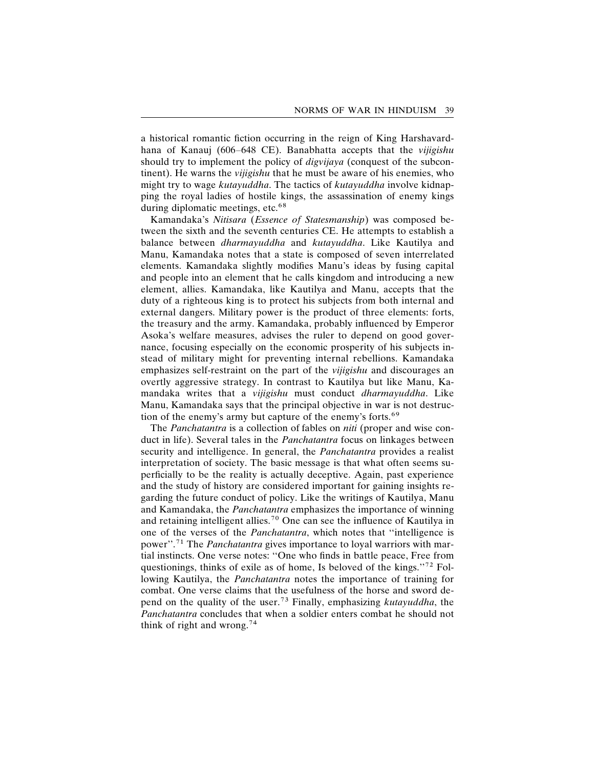a historical romantic fiction occurring in the reign of King Harshavardhana of Kanauj (606–648 CE). Banabhatta accepts that the *vijigishu* should try to implement the policy of *digvijaya* (conquest of the subcontinent). He warns the *vijigishu* that he must be aware of his enemies, who might try to wage *kutayuddha*. The tactics of *kutayuddha* involve kidnapping the royal ladies of hostile kings, the assassination of enemy kings during diplomatic meetings, etc.[68]

Kamandaka's *Nitisara* (*Essence of Statesmanship*) was composed between the sixth and the seventh centuries CE. He attempts to establish a balance between *dharmayuddha* and *kutayuddha*. Like Kautilya and Manu, Kamandaka notes that a state is composed of seven interrelated elements. Kamandaka slightly modifies Manu's ideas by fusing capital and people into an element that he calls kingdom and introducing a new element, allies. Kamandaka, like Kautilya and Manu, accepts that the duty of a righteous king is to protect his subjects from both internal and external dangers. Military power is the product of three elements: forts, the treasury and the army. Kamandaka, probably influenced by Emperor Asoka's welfare measures, advises the ruler to depend on good governance, focusing especially on the economic prosperity of his subjects instead of military might for preventing internal rebellions. Kamandaka emphasizes self-restraint on the part of the *vijigishu* and discourages an overtly aggressive strategy. In contrast to Kautilya but like Manu, Kamandaka writes that a *vijigishu* must conduct *dharmayuddha*. Like Manu, Kamandaka says that the principal objective in war is not destruction of the enemy's army but capture of the enemy's forts.[69]

The *Panchatantra* is a collection of fables on *niti* (proper and wise conduct in life). Several tales in the *Panchatantra* focus on linkages between security and intelligence. In general, the *Panchatantra* provides a realist interpretation of society. The basic message is that what often seems superficially to be the reality is actually deceptive. Again, past experience and the study of history are considered important for gaining insights regarding the future conduct of policy. Like the writings of Kautilya, Manu and Kamandaka, the *Panchatantra* emphasizes the importance of winning and retaining intelligent allies.[70] One can see the influence of Kautilya in one of the verses of the *Panchatantra*, which notes that "intelligence is power".[71] The *Panchatantra* gives importance to loyal warriors with martial instincts. One verse notes: "One who finds in battle peace, Free from questionings, thinks of exile as of home, Is beloved of the kings."[72] Following Kautilya, the *Panchatantra* notes the importance of training for combat. One verse claims that the usefulness of the horse and sword depend on the quality of the user.[73] Finally, emphasizing *kutayuddha*, the *Panchatantra* concludes that when a soldier enters combat he should not think of right and wrong.[74]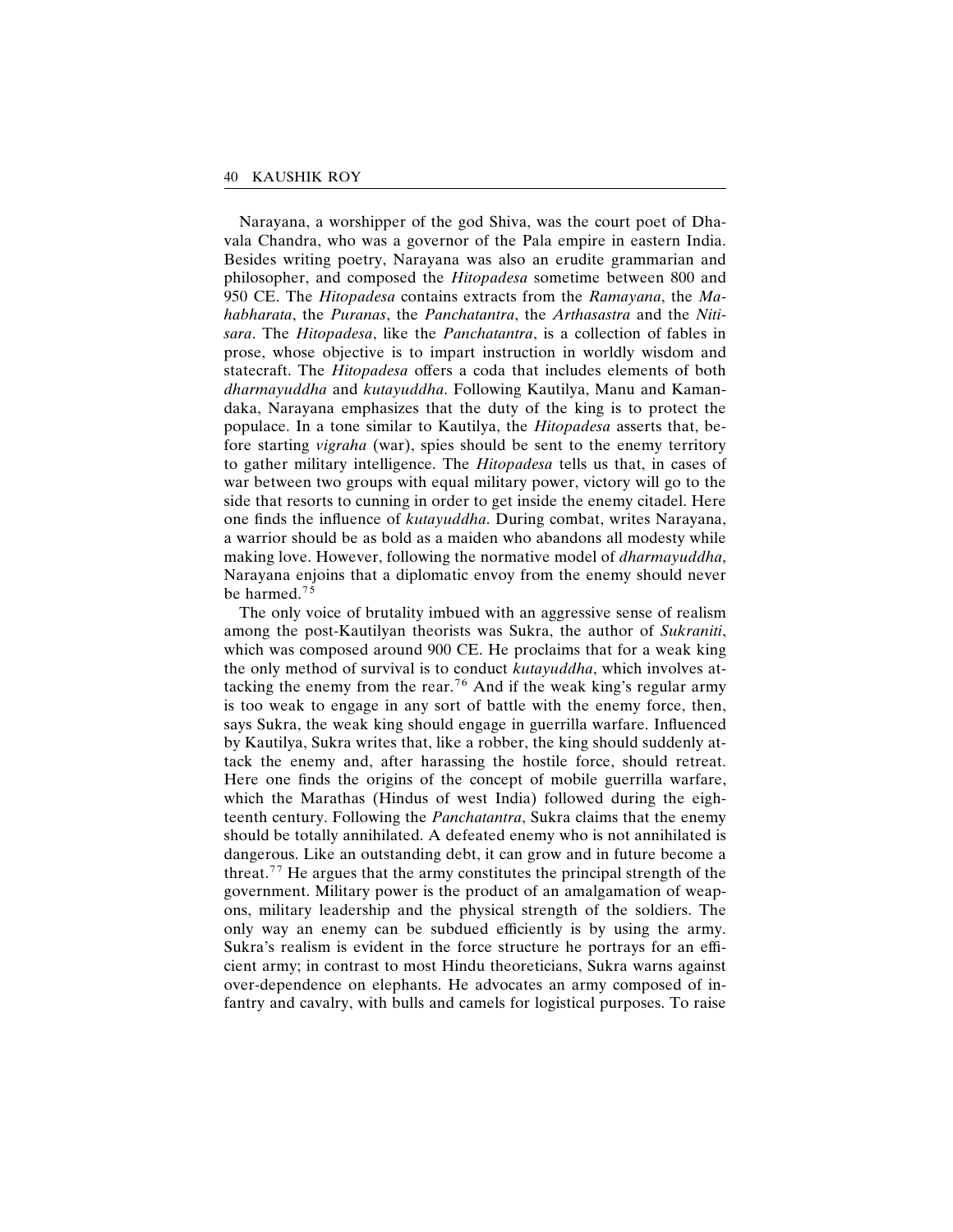Narayana, a worshipper of the god Shiva, was the court poet of Dhavala Chandra, who was a governor of the Pala empire in eastern India. Besides writing poetry, Narayana was also an erudite grammarian and philosopher, and composed the *Hitopadesa* sometime between 800 and 950 CE. The *Hitopadesa* contains extracts from the *Ramayana*, the *Mahabharata*, the *Puranas*, the *Panchatantra*, the *Arthasastra* and the *Nitisara*. The *Hitopadesa*, like the *Panchatantra*, is a collection of fables in prose, whose objective is to impart instruction in worldly wisdom and statecraft. The *Hitopadesa* offers a coda that includes elements of both *dharmayuddha* and *kutayuddha*. Following Kautilya, Manu and Kamandaka, Narayana emphasizes that the duty of the king is to protect the populace. In a tone similar to Kautilya, the *Hitopadesa* asserts that, before starting *vigraha* (war), spies should be sent to the enemy territory to gather military intelligence. The *Hitopadesa* tells us that, in cases of war between two groups with equal military power, victory will go to the side that resorts to cunning in order to get inside the enemy citadel. Here one finds the influence of *kutayuddha*. During combat, writes Narayana, a warrior should be as bold as a maiden who abandons all modesty while making love. However, following the normative model of *dharmayuddha*, Narayana enjoins that a diplomatic envoy from the enemy should never be harmed.[75]

The only voice of brutality imbued with an aggressive sense of realism among the post-Kautilyan theorists was Sukra, the author of *Sukraniti*, which was composed around 900 CE. He proclaims that for a weak king the only method of survival is to conduct *kutayuddha*, which involves attacking the enemy from the rear.[76] And if the weak king's regular army is too weak to engage in any sort of battle with the enemy force, then, says Sukra, the weak king should engage in guerrilla warfare. Influenced by Kautilya, Sukra writes that, like a robber, the king should suddenly attack the enemy and, after harassing the hostile force, should retreat. Here one finds the origins of the concept of mobile guerrilla warfare, which the Marathas (Hindus of west India) followed during the eighteenth century. Following the *Panchatantra*, Sukra claims that the enemy should be totally annihilated. A defeated enemy who is not annihilated is dangerous. Like an outstanding debt, it can grow and in future become a threat.[77] He argues that the army constitutes the principal strength of the government. Military power is the product of an amalgamation of weapons, military leadership and the physical strength of the soldiers. The only way an enemy can be subdued efficiently is by using the army. Sukra's realism is evident in the force structure he portrays for an efficient army; in contrast to most Hindu theoreticians, Sukra warns against over-dependence on elephants. He advocates an army composed of infantry and cavalry, with bulls and camels for logistical purposes. To raise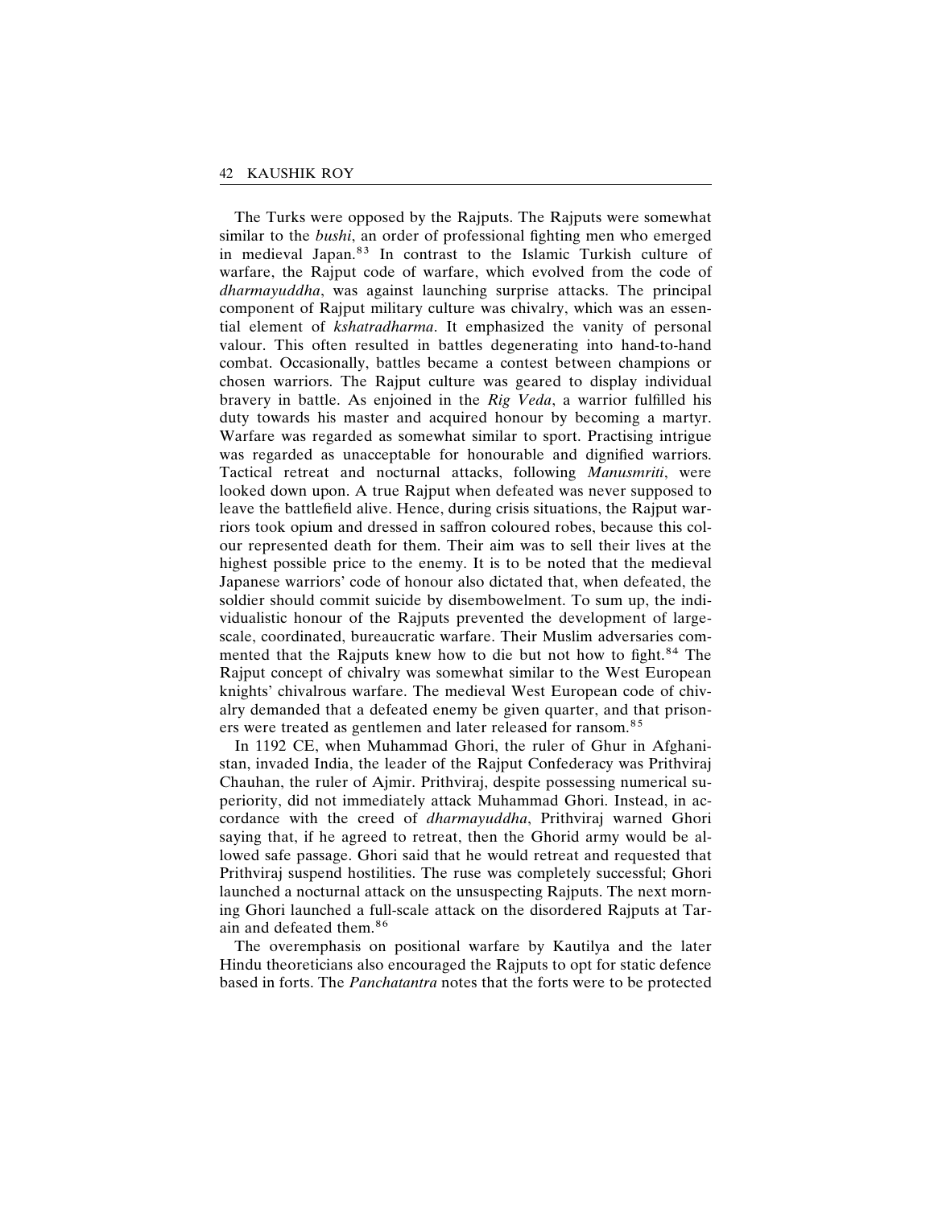The Turks were opposed by the Rajputs. The Rajputs were somewhat similar to the *bushi*, an order of professional fighting men who emerged in medieval Japan.[83] In contrast to the Islamic Turkish culture of warfare, the Rajput code of warfare, which evolved from the code of *dharmayuddha*, was against launching surprise attacks. The principal component of Rajput military culture was chivalry, which was an essential element of *kshatradharma*. It emphasized the vanity of personal valour. This often resulted in battles degenerating into hand-to-hand combat. Occasionally, battles became a contest between champions or chosen warriors. The Rajput culture was geared to display individual bravery in battle. As enjoined in the *Rig Veda*, a warrior fulfilled his duty towards his master and acquired honour by becoming a martyr. Warfare was regarded as somewhat similar to sport. Practising intrigue was regarded as unacceptable for honourable and dignified warriors. Tactical retreat and nocturnal attacks, following *Manusmriti*, were looked down upon. A true Rajput when defeated was never supposed to leave the battlefield alive. Hence, during crisis situations, the Rajput warriors took opium and dressed in saffron coloured robes, because this colour represented death for them. Their aim was to sell their lives at the highest possible price to the enemy. It is to be noted that the medieval Japanese warriors' code of honour also dictated that, when defeated, the soldier should commit suicide by disembowelment. To sum up, the individualistic honour of the Rajputs prevented the development of large-scale, coordinated, bureaucratic warfare. Their Muslim adversaries commented that the Rajputs knew how to die but not how to fight.[84] The Rajput concept of chivalry was somewhat similar to the West European knights' chivalrous warfare. The medieval West European code of chivalry demanded that a defeated enemy be given quarter, and that prisoners were treated as gentlemen and later released for ransom.[85]

In 1192 CE, when Muhammad Ghori, the ruler of Ghur in Afghanistan, invaded India, the leader of the Rajput Confederacy was Prithviraj Chauhan, the ruler of Ajmir. Prithviraj, despite possessing numerical superiority, did not immediately attack Muhammad Ghori. Instead, in accordance with the creed of *dharmayuddha*, Prithviraj warned Ghori saying that, if he agreed to retreat, then the Ghorid army would be allowed safe passage. Ghori said that he would retreat and requested that Prithviraj suspend hostilities. The ruse was completely successful; Ghori launched a nocturnal attack on the unsuspecting Rajputs. The next morning Ghori launched a full-scale attack on the disordered Rajputs at Tarain and defeated them.[86]

The overemphasis on positional warfare by Kautilya and the later Hindu theoreticians also encouraged the Rajputs to opt for static defence based in forts. The *Panchatantra* notes that the forts were to be protected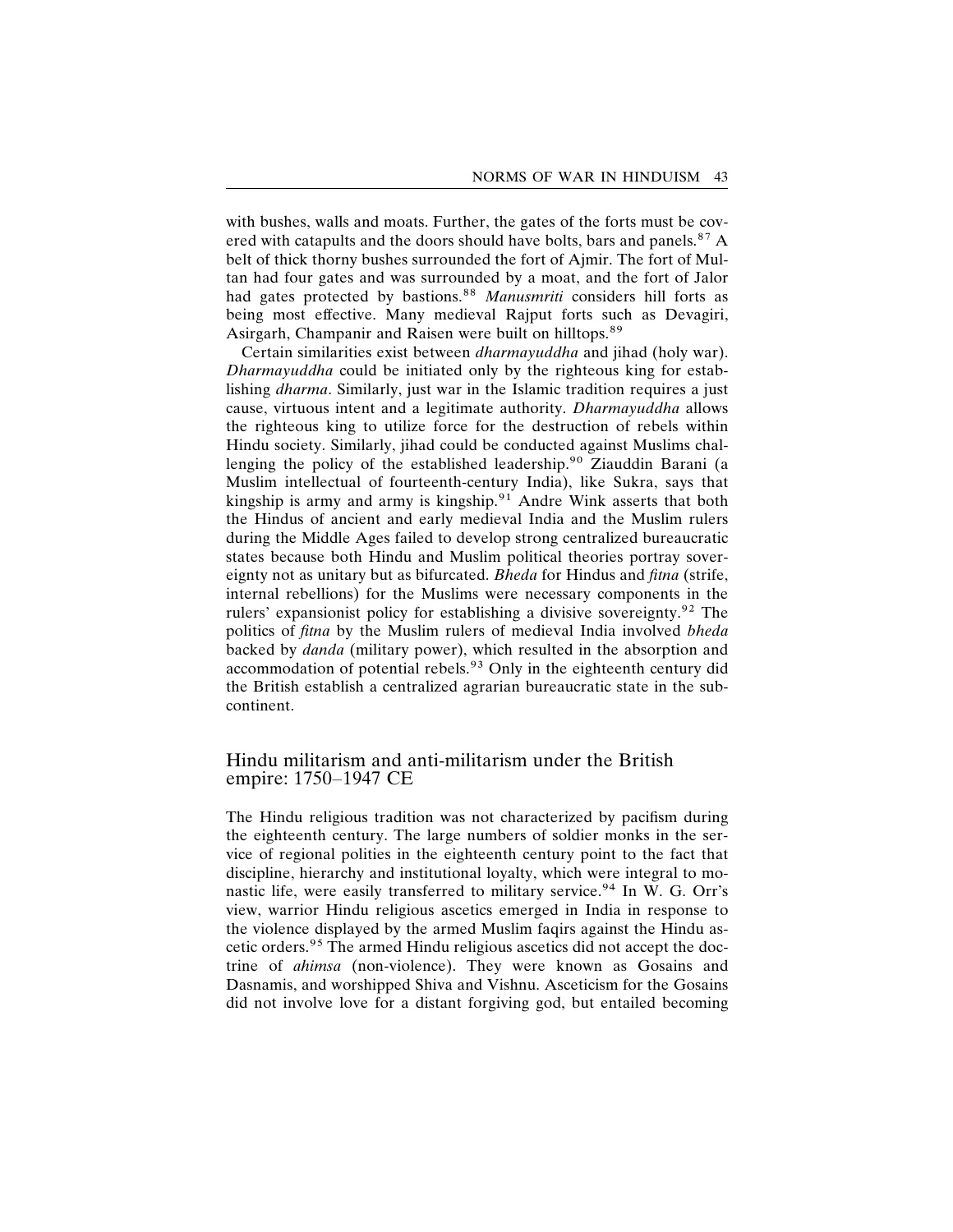with bushes, walls and moats. Further, the gates of the forts must be covered with catapults and the doors should have bolts, bars and panels.[87] A belt of thick thorny bushes surrounded the fort of Ajmir. The fort of Multan had four gates and was surrounded by a moat, and the fort of Jalor had gates protected by bastions.[88] *Manusmriti* considers hill forts as being most effective. Many medieval Rajput forts such as Devagiri, Asirgarh, Champanir and Raisen were built on hilltops.[89]

Certain similarities exist between *dharmayuddha* and jihad (holy war). *Dharmayuddha* could be initiated only by the righteous king for establishing *dharma*. Similarly, just war in the Islamic tradition requires a just cause, virtuous intent and a legitimate authority. *Dharmayuddha* allows the righteous king to utilize force for the destruction of rebels within Hindu society. Similarly, jihad could be conducted against Muslims challenging the policy of the established leadership.[90] Ziauddin Barani (a Muslim intellectual of fourteenth-century India), like Sukra, says that kingship is army and army is kingship.[91] Andre Wink asserts that both the Hindus of ancient and early medieval India and the Muslim rulers during the Middle Ages failed to develop strong centralized bureaucratic states because both Hindu and Muslim political theories portray sovereignty not as unitary but as bifurcated. *Bheda* for Hindus and *fitna* (strife, internal rebellions) for the Muslims were necessary components in the rulers' expansionist policy for establishing a divisive sovereignty.[92] The politics of *fitna* by the Muslim rulers of medieval India involved *bheda* backed by *danda* (military power), which resulted in the absorption and accommodation of potential rebels.[93] Only in the eighteenth century did the British establish a centralized agrarian bureaucratic state in the subcontinent.

## Hindu militarism and anti-militarism under the British empire: 1750–1947 CE

The Hindu religious tradition was not characterized by pacifism during the eighteenth century. The large numbers of soldier monks in the service of regional polities in the eighteenth century point to the fact that discipline, hierarchy and institutional loyalty, which were integral to monastic life, were easily transferred to military service.[94] In W. G. Orr's view, warrior Hindu religious ascetics emerged in India in response to the violence displayed by the armed Muslim faqirs against the Hindu ascetic orders.[95] The armed Hindu religious ascetics did not accept the doctrine of *ahimsa* (non-violence). They were known as Gosains and Dasnamis, and worshipped Shiva and Vishnu. Asceticism for the Gosains did not involve love for a distant forgiving god, but entailed becoming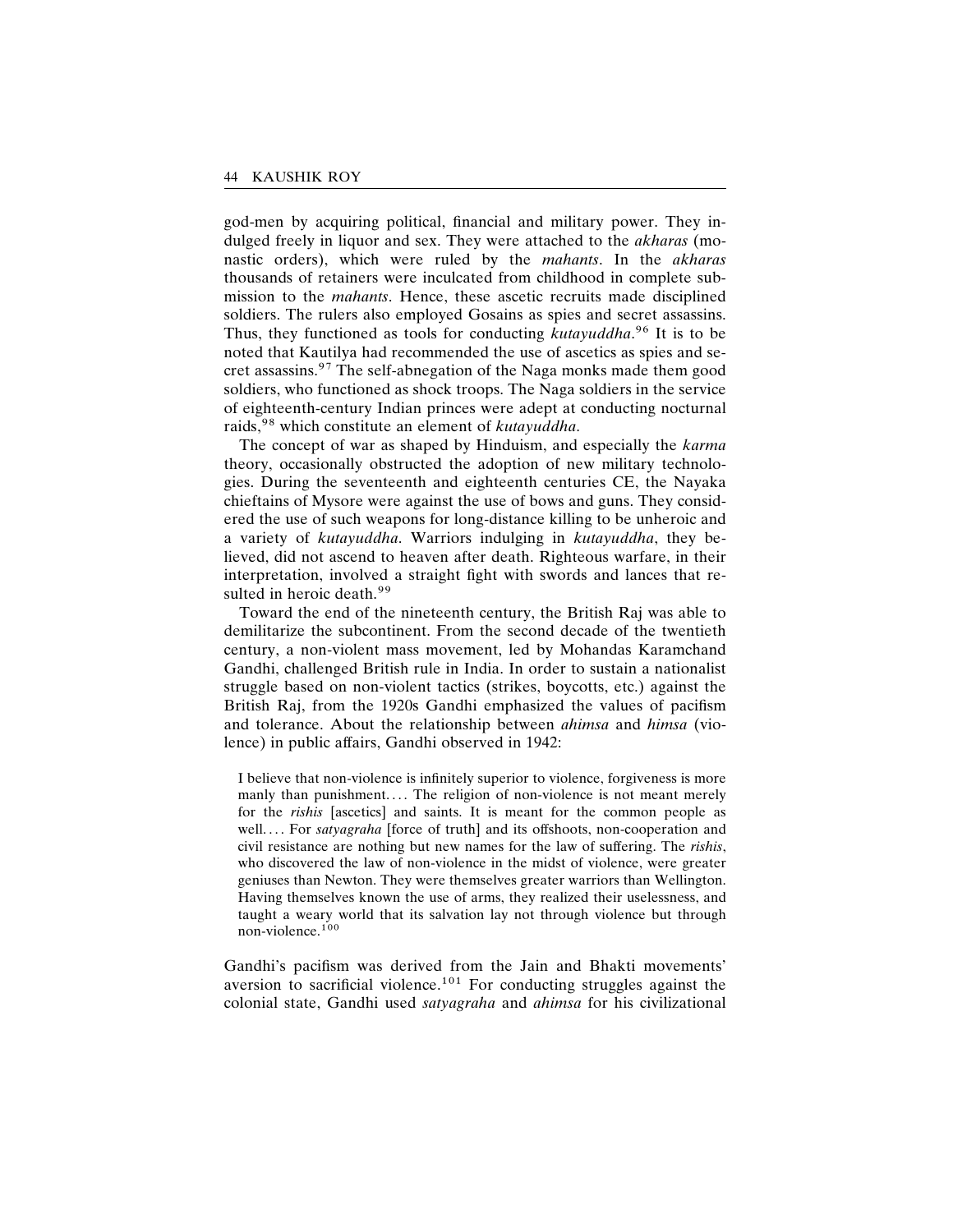god-men by acquiring political, financial and military power. They indulged freely in liquor and sex. They were attached to the *akharas* (monastic orders), which were ruled by the *mahants*. In the *akharas* thousands of retainers were inculcated from childhood in complete submission to the *mahants*. Hence, these ascetic recruits made disciplined soldiers. The rulers also employed Gosains as spies and secret assassins. Thus, they functioned as tools for conducting *kutayuddha*.[96] It is to be noted that Kautilya had recommended the use of ascetics as spies and secret assassins.[97] The self-abnegation of the Naga monks made them good soldiers, who functioned as shock troops. The Naga soldiers in the service of eighteenth-century Indian princes were adept at conducting nocturnal raids,[98] which constitute an element of *kutayuddha*.

The concept of war as shaped by Hinduism, and especially the *karma* theory, occasionally obstructed the adoption of new military technologies. During the seventeenth and eighteenth centuries CE, the Nayaka chieftains of Mysore were against the use of bows and guns. They considered the use of such weapons for long-distance killing to be unheroic and a variety of *kutayuddha*. Warriors indulging in *kutayuddha*, they believed, did not ascend to heaven after death. Righteous warfare, in their interpretation, involved a straight fight with swords and lances that resulted in heroic death.[99]

Toward the end of the nineteenth century, the British Raj was able to demilitarize the subcontinent. From the second decade of the twentieth century, a non-violent mass movement, led by Mohandas Karamchand Gandhi, challenged British rule in India. In order to sustain a nationalist struggle based on non-violent tactics (strikes, boycotts, etc.) against the British Raj, from the 1920s Gandhi emphasized the values of pacifism and tolerance. About the relationship between *ahimsa* and *himsa* (violence) in public affairs, Gandhi observed in 1942:

> I believe that non-violence is infinitely superior to violence, forgiveness is more manly than punishment.... The religion of non-violence is not meant merely for the *rishis* [ascetics] and saints. It is meant for the common people as well.... For *satyagraha* [force of truth] and its offshoots, non-cooperation and civil resistance are nothing but new names for the law of suffering. The *rishis*, who discovered the law of non-violence in the midst of violence, were greater geniuses than Newton. They were themselves greater warriors than Wellington. Having themselves known the use of arms, they realized their uselessness, and taught a weary world that its salvation lay not through violence but through non-violence.[100]

Gandhi's pacifism was derived from the Jain and Bhakti movements' aversion to sacrificial violence.[101] For conducting struggles against the colonial state, Gandhi used *satyagraha* and *ahimsa* for his civilizational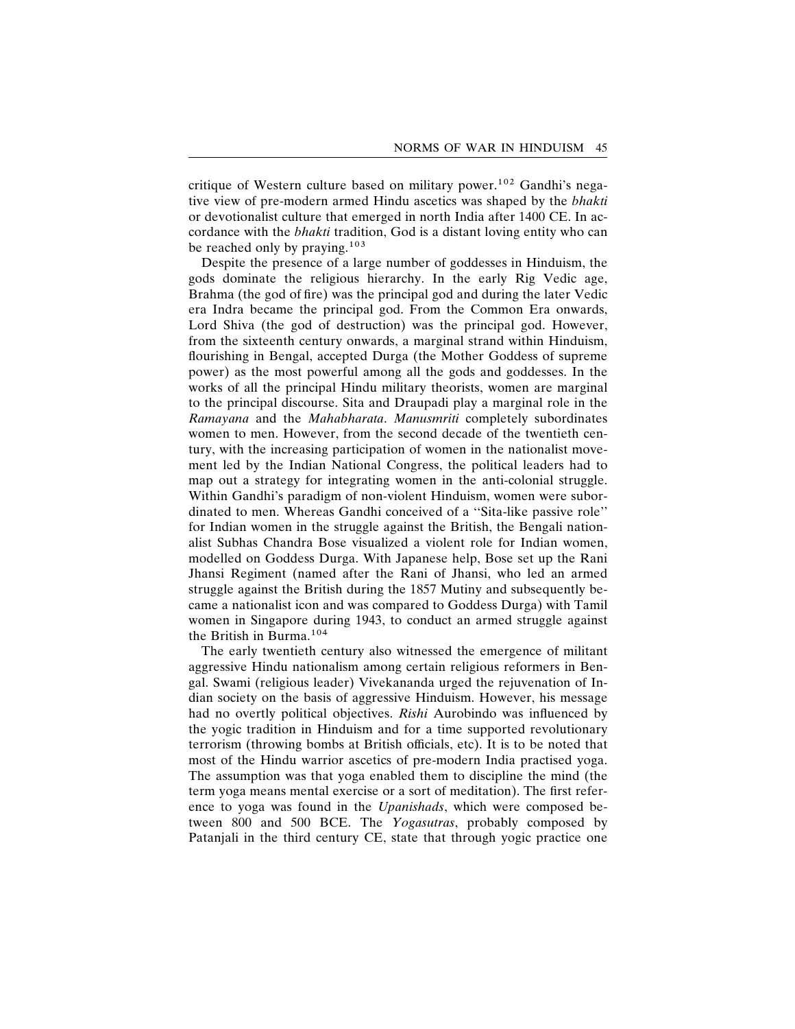critique of Western culture based on military power.[102] Gandhi's negative view of pre-modern armed Hindu ascetics was shaped by the *bhakti* or devotionalist culture that emerged in north India after 1400 CE. In accordance with the *bhakti* tradition, God is a distant loving entity who can be reached only by praying.[103]

Despite the presence of a large number of goddesses in Hinduism, the gods dominate the religious hierarchy. In the early Rig Vedic age, Brahma (the god of fire) was the principal god and during the later Vedic era Indra became the principal god. From the Common Era onwards, Lord Shiva (the god of destruction) was the principal god. However, from the sixteenth century onwards, a marginal strand within Hinduism, flourishing in Bengal, accepted Durga (the Mother Goddess of supreme power) as the most powerful among all the gods and goddesses. In the works of all the principal Hindu military theorists, women are marginal to the principal discourse. Sita and Draupadi play a marginal role in the *Ramayana* and the *Mahabharata*. *Manusmriti* completely subordinates women to men. However, from the second decade of the twentieth century, with the increasing participation of women in the nationalist movement led by the Indian National Congress, the political leaders had to map out a strategy for integrating women in the anti-colonial struggle. Within Gandhi's paradigm of non-violent Hinduism, women were subordinated to men. Whereas Gandhi conceived of a ''Sita-like passive role'' for Indian women in the struggle against the British, the Bengali nationalist Subhas Chandra Bose visualized a violent role for Indian women, modelled on Goddess Durga. With Japanese help, Bose set up the Rani Jhansi Regiment (named after the Rani of Jhansi, who led an armed struggle against the British during the 1857 Mutiny and subsequently became a nationalist icon and was compared to Goddess Durga) with Tamil women in Singapore during 1943, to conduct an armed struggle against the British in Burma.[104]

The early twentieth century also witnessed the emergence of militant aggressive Hindu nationalism among certain religious reformers in Bengal. Swami (religious leader) Vivekananda urged the rejuvenation of Indian society on the basis of aggressive Hinduism. However, his message had no overtly political objectives. *Rishi* Aurobindo was influenced by the yogic tradition in Hinduism and for a time supported revolutionary terrorism (throwing bombs at British officials, etc). It is to be noted that most of the Hindu warrior ascetics of pre-modern India practised yoga. The assumption was that yoga enabled them to discipline the mind (the term yoga means mental exercise or a sort of meditation). The first reference to yoga was found in the *Upanishads*, which were composed between 800 and 500 BCE. The *Yogasutras*, probably composed by Patanjali in the third century CE, state that through yogic practice one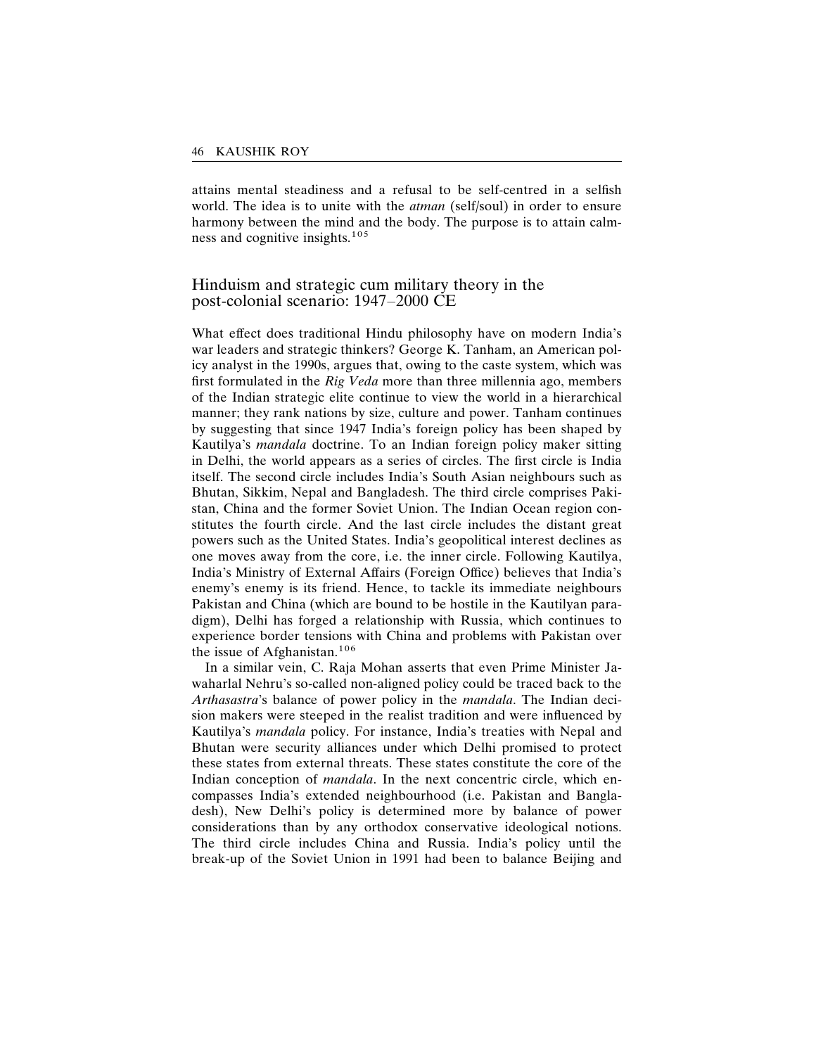attains mental steadiness and a refusal to be self-centred in a selfish world. The idea is to unite with the *atman* (self/soul) in order to ensure harmony between the mind and the body. The purpose is to attain calmness and cognitive insights.[105]

## Hinduism and strategic cum military theory in the post-colonial scenario: 1947–2000 CE

What effect does traditional Hindu philosophy have on modern India's war leaders and strategic thinkers? George K. Tanham, an American policy analyst in the 1990s, argues that, owing to the caste system, which was first formulated in the *Rig Veda* more than three millennia ago, members of the Indian strategic elite continue to view the world in a hierarchical manner; they rank nations by size, culture and power. Tanham continues by suggesting that since 1947 India's foreign policy has been shaped by Kautilya's *mandala* doctrine. To an Indian foreign policy maker sitting in Delhi, the world appears as a series of circles. The first circle is India itself. The second circle includes India's South Asian neighbours such as Bhutan, Sikkim, Nepal and Bangladesh. The third circle comprises Pakistan, China and the former Soviet Union. The Indian Ocean region constitutes the fourth circle. And the last circle includes the distant great powers such as the United States. India's geopolitical interest declines as one moves away from the core, i.e. the inner circle. Following Kautilya, India's Ministry of External Affairs (Foreign Office) believes that India's enemy's enemy is its friend. Hence, to tackle its immediate neighbours Pakistan and China (which are bound to be hostile in the Kautilyan paradigm), Delhi has forged a relationship with Russia, which continues to experience border tensions with China and problems with Pakistan over the issue of Afghanistan.[106]

In a similar vein, C. Raja Mohan asserts that even Prime Minister Jawaharlal Nehru's so-called non-aligned policy could be traced back to the *Arthasastra*'s balance of power policy in the *mandala*. The Indian decision makers were steeped in the realist tradition and were influenced by Kautilya's *mandala* policy. For instance, India's treaties with Nepal and Bhutan were security alliances under which Delhi promised to protect these states from external threats. These states constitute the core of the Indian conception of *mandala*. In the next concentric circle, which encompasses India's extended neighbourhood (i.e. Pakistan and Bangladesh), New Delhi's policy is determined more by balance of power considerations than by any orthodox conservative ideological notions. The third circle includes China and Russia. India's policy until the break-up of the Soviet Union in 1991 had been to balance Beijing and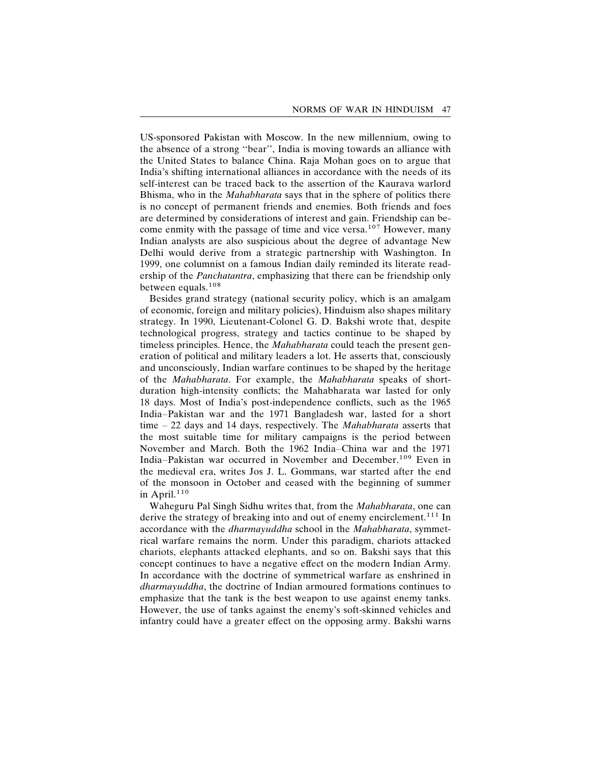US-sponsored Pakistan with Moscow. In the new millennium, owing to the absence of a strong "bear", India is moving towards an alliance with the United States to balance China. Raja Mohan goes on to argue that India's shifting international alliances in accordance with the needs of its self-interest can be traced back to the assertion of the Kaurava warlord Bhisma, who in the *Mahabharata* says that in the sphere of politics there is no concept of permanent friends and enemies. Both friends and foes are determined by considerations of interest and gain. Friendship can become enmity with the passage of time and vice versa.[107] However, many Indian analysts are also suspicious about the degree of advantage New Delhi would derive from a strategic partnership with Washington. In 1999, one columnist on a famous Indian daily reminded its literate readership of the *Panchatantra*, emphasizing that there can be friendship only between equals.[108]

Besides grand strategy (national security policy, which is an amalgam of economic, foreign and military policies), Hinduism also shapes military strategy. In 1990, Lieutenant-Colonel G. D. Bakshi wrote that, despite technological progress, strategy and tactics continue to be shaped by timeless principles. Hence, the *Mahabharata* could teach the present generation of political and military leaders a lot. He asserts that, consciously and unconsciously, Indian warfare continues to be shaped by the heritage of the *Mahabharata*. For example, the *Mahabharata* speaks of short-duration high-intensity conflicts; the Mahabharata war lasted for only 18 days. Most of India's post-independence conflicts, such as the 1965 India–Pakistan war and the 1971 Bangladesh war, lasted for a short time – 22 days and 14 days, respectively. The *Mahabharata* asserts that the most suitable time for military campaigns is the period between November and March. Both the 1962 India–China war and the 1971 India–Pakistan war occurred in November and December.[109] Even in the medieval era, writes Jos J. L. Gommans, war started after the end of the monsoon in October and ceased with the beginning of summer in April.[110]

Waheguru Pal Singh Sidhu writes that, from the *Mahabharata*, one can derive the strategy of breaking into and out of enemy encirclement.[111] In accordance with the *dharmayuddha* school in the *Mahabharata*, symmetrical warfare remains the norm. Under this paradigm, chariots attacked chariots, elephants attacked elephants, and so on. Bakshi says that this concept continues to have a negative effect on the modern Indian Army. In accordance with the doctrine of symmetrical warfare as enshrined in *dharmayuddha*, the doctrine of Indian armoured formations continues to emphasize that the tank is the best weapon to use against enemy tanks. However, the use of tanks against the enemy's soft-skinned vehicles and infantry could have a greater effect on the opposing army. Bakshi warns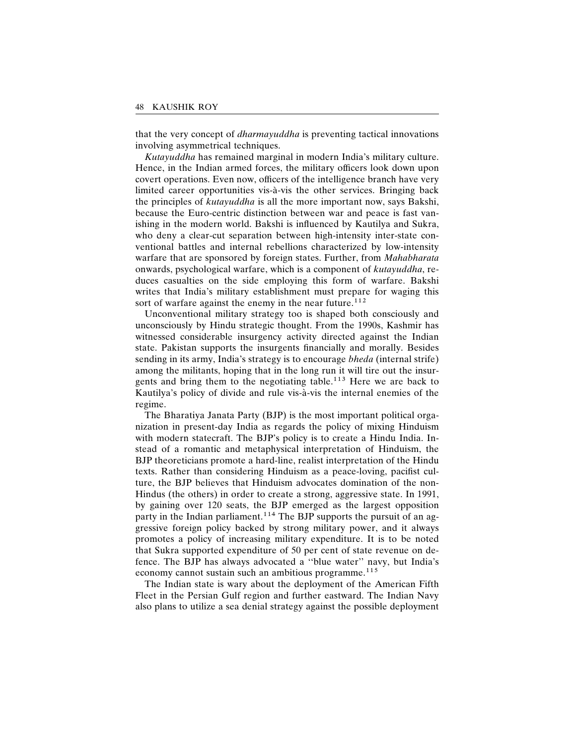that the very concept of *dharmayuddha* is preventing tactical innovations involving asymmetrical techniques.

*Kutayuddha* has remained marginal in modern India's military culture. Hence, in the Indian armed forces, the military officers look down upon covert operations. Even now, officers of the intelligence branch have very limited career opportunities vis-à-vis the other services. Bringing back the principles of *kutayuddha* is all the more important now, says Bakshi, because the Euro-centric distinction between war and peace is fast vanishing in the modern world. Bakshi is influenced by Kautilya and Sukra, who deny a clear-cut separation between high-intensity inter-state conventional battles and internal rebellions characterized by low-intensity warfare that are sponsored by foreign states. Further, from *Mahabharata* onwards, psychological warfare, which is a component of *kutayuddha*, reduces casualties on the side employing this form of warfare. Bakshi writes that India's military establishment must prepare for waging this sort of warfare against the enemy in the near future.[112]

Unconventional military strategy too is shaped both consciously and unconsciously by Hindu strategic thought. From the 1990s, Kashmir has witnessed considerable insurgency activity directed against the Indian state. Pakistan supports the insurgents financially and morally. Besides sending in its army, India's strategy is to encourage *bheda* (internal strife) among the militants, hoping that in the long run it will tire out the insurgents and bring them to the negotiating table.[113] Here we are back to Kautilya's policy of divide and rule vis-à-vis the internal enemies of the regime.

The Bharatiya Janata Party (BJP) is the most important political organization in present-day India as regards the policy of mixing Hinduism with modern statecraft. The BJP's policy is to create a Hindu India. Instead of a romantic and metaphysical interpretation of Hinduism, the BJP theoreticians promote a hard-line, realist interpretation of the Hindu texts. Rather than considering Hinduism as a peace-loving, pacifist culture, the BJP believes that Hinduism advocates domination of the non-Hindus (the others) in order to create a strong, aggressive state. In 1991, by gaining over 120 seats, the BJP emerged as the largest opposition party in the Indian parliament.[114] The BJP supports the pursuit of an aggressive foreign policy backed by strong military power, and it always promotes a policy of increasing military expenditure. It is to be noted that Sukra supported expenditure of 50 per cent of state revenue on defence. The BJP has always advocated a "blue water" navy, but India's economy cannot sustain such an ambitious programme.[115]

The Indian state is wary about the deployment of the American Fifth Fleet in the Persian Gulf region and further eastward. The Indian Navy also plans to utilize a sea denial strategy against the possible deployment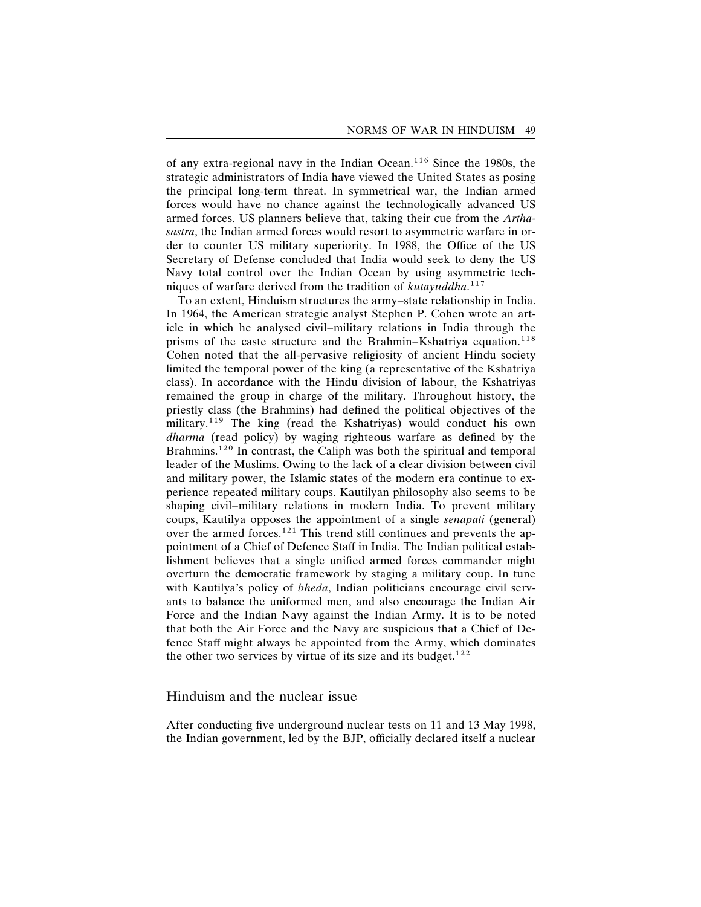of any extra-regional navy in the Indian Ocean.[116] Since the 1980s, the strategic administrators of India have viewed the United States as posing the principal long-term threat. In symmetrical war, the Indian armed forces would have no chance against the technologically advanced US armed forces. US planners believe that, taking their cue from the *Arthasastra*, the Indian armed forces would resort to asymmetric warfare in order to counter US military superiority. In 1988, the Office of the US Secretary of Defense concluded that India would seek to deny the US Navy total control over the Indian Ocean by using asymmetric techniques of warfare derived from the tradition of *kutayuddha*.[117]

To an extent, Hinduism structures the army–state relationship in India. In 1964, the American strategic analyst Stephen P. Cohen wrote an article in which he analysed civil–military relations in India through the prisms of the caste structure and the Brahmin–Kshatriya equation.[118] Cohen noted that the all-pervasive religiosity of ancient Hindu society limited the temporal power of the king (a representative of the Kshatriya class). In accordance with the Hindu division of labour, the Kshatriyas remained the group in charge of the military. Throughout history, the priestly class (the Brahmins) had defined the political objectives of the military.[119] The king (read the Kshatriyas) would conduct his own *dharma* (read policy) by waging righteous warfare as defined by the Brahmins.[120] In contrast, the Caliph was both the spiritual and temporal leader of the Muslims. Owing to the lack of a clear division between civil and military power, the Islamic states of the modern era continue to experience repeated military coups. Kautilyan philosophy also seems to be shaping civil–military relations in modern India. To prevent military coups, Kautilya opposes the appointment of a single *senapati* (general) over the armed forces.[121] This trend still continues and prevents the appointment of a Chief of Defence Staff in India. The Indian political establishment believes that a single unified armed forces commander might overturn the democratic framework by staging a military coup. In tune with Kautilya's policy of *bheda*, Indian politicians encourage civil servants to balance the uniformed men, and also encourage the Indian Air Force and the Indian Navy against the Indian Army. It is to be noted that both the Air Force and the Navy are suspicious that a Chief of Defence Staff might always be appointed from the Army, which dominates the other two services by virtue of its size and its budget.[122]

## Hinduism and the nuclear issue

After conducting five underground nuclear tests on 11 and 13 May 1998, the Indian government, led by the BJP, officially declared itself a nuclear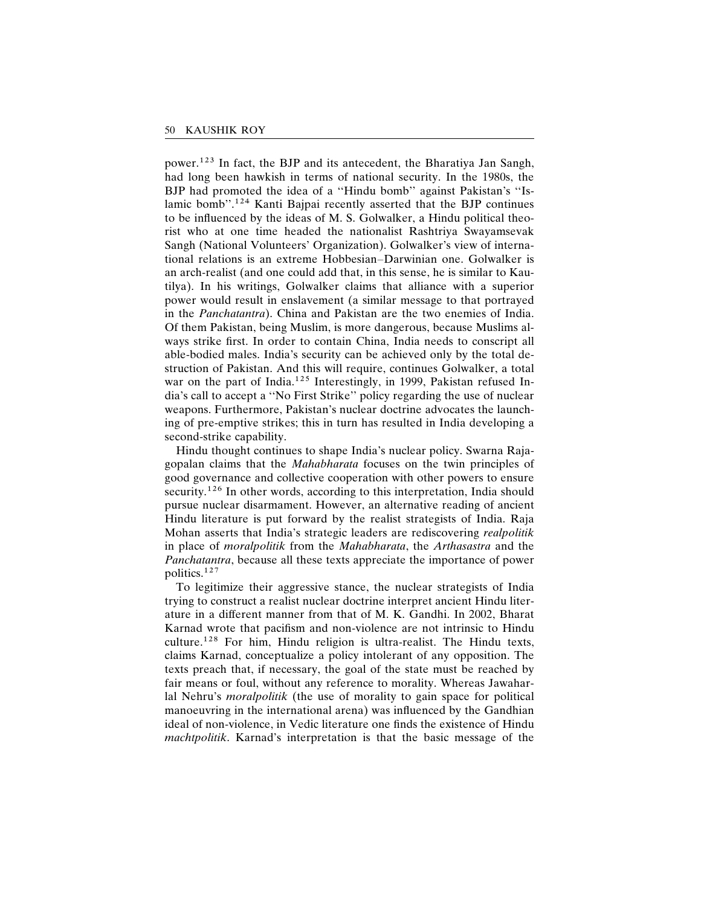power.[123] In fact, the BJP and its antecedent, the Bharatiya Jan Sangh, had long been hawkish in terms of national security. In the 1980s, the BJP had promoted the idea of a ''Hindu bomb'' against Pakistan's ''Islamic bomb''.[124] Kanti Bajpai recently asserted that the BJP continues to be influenced by the ideas of M. S. Golwalker, a Hindu political theorist who at one time headed the nationalist Rashtriya Swayamsevak Sangh (National Volunteers' Organization). Golwalker's view of international relations is an extreme Hobbesian–Darwinian one. Golwalker is an arch-realist (and one could add that, in this sense, he is similar to Kautilya). In his writings, Golwalker claims that alliance with a superior power would result in enslavement (a similar message to that portrayed in the *Panchatantra*). China and Pakistan are the two enemies of India. Of them Pakistan, being Muslim, is more dangerous, because Muslims always strike first. In order to contain China, India needs to conscript all able-bodied males. India's security can be achieved only by the total destruction of Pakistan. And this will require, continues Golwalker, a total war on the part of India.[125] Interestingly, in 1999, Pakistan refused India's call to accept a ''No First Strike'' policy regarding the use of nuclear weapons. Furthermore, Pakistan's nuclear doctrine advocates the launching of pre-emptive strikes; this in turn has resulted in India developing a second-strike capability.

Hindu thought continues to shape India's nuclear policy. Swarna Rajagopalan claims that the *Mahabharata* focuses on the twin principles of good governance and collective cooperation with other powers to ensure security.[126] In other words, according to this interpretation, India should pursue nuclear disarmament. However, an alternative reading of ancient Hindu literature is put forward by the realist strategists of India. Raja Mohan asserts that India's strategic leaders are rediscovering *realpolitik* in place of *moralpolitik* from the *Mahabharata*, the *Arthasastra* and the *Panchatantra*, because all these texts appreciate the importance of power politics.[127]

To legitimize their aggressive stance, the nuclear strategists of India trying to construct a realist nuclear doctrine interpret ancient Hindu literature in a different manner from that of M. K. Gandhi. In 2002, Bharat Karnad wrote that pacifism and non-violence are not intrinsic to Hindu culture.[128] For him, Hindu religion is ultra-realist. The Hindu texts, claims Karnad, conceptualize a policy intolerant of any opposition. The texts preach that, if necessary, the goal of the state must be reached by fair means or foul, without any reference to morality. Whereas Jawaharlal Nehru's *moralpolitik* (the use of morality to gain space for political manoeuvring in the international arena) was influenced by the Gandhian ideal of non-violence, in Vedic literature one finds the existence of Hindu *machtpolitik*. Karnad's interpretation is that the basic message of the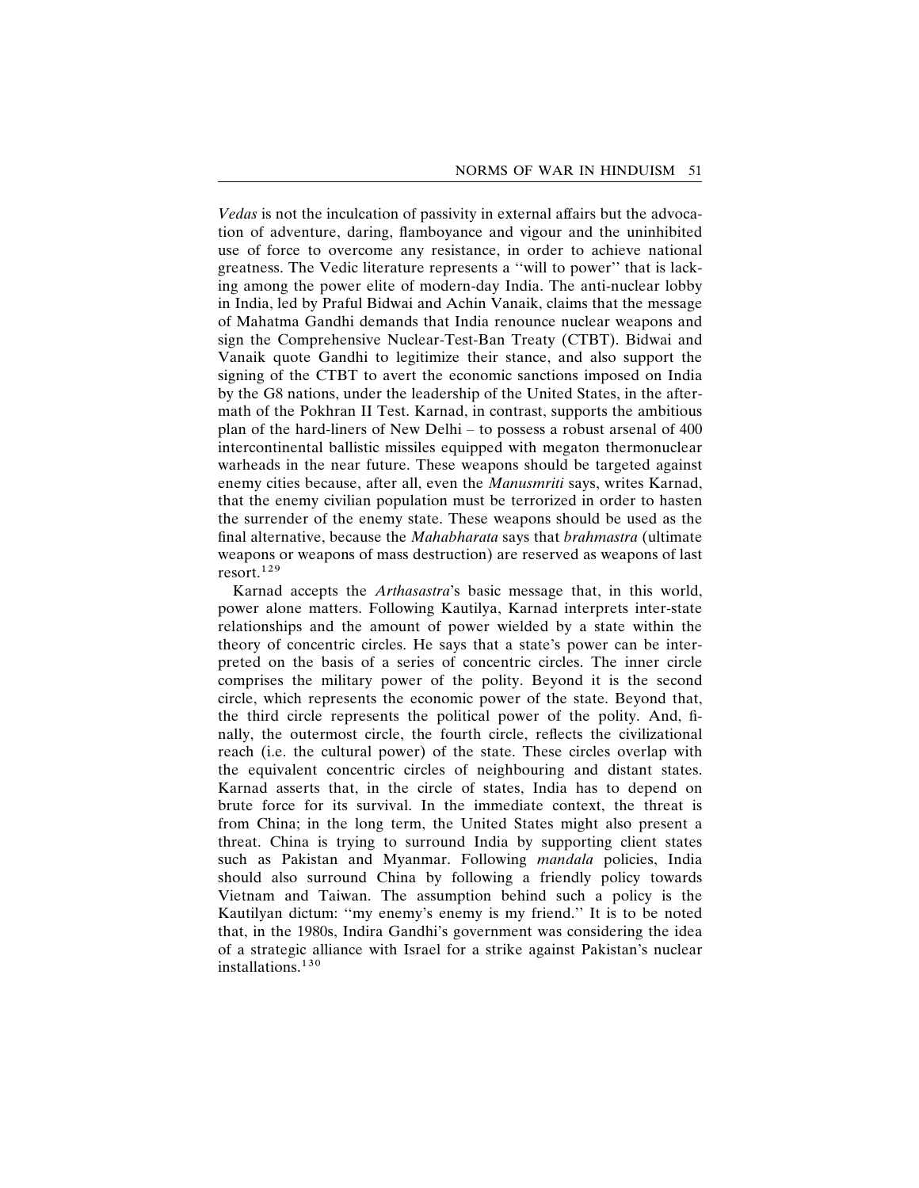*Vedas* is not the inculcation of passivity in external affairs but the advocation of adventure, daring, flamboyance and vigour and the uninhibited use of force to overcome any resistance, in order to achieve national greatness. The Vedic literature represents a ''will to power'' that is lacking among the power elite of modern-day India. The anti-nuclear lobby in India, led by Praful Bidwai and Achin Vanaik, claims that the message of Mahatma Gandhi demands that India renounce nuclear weapons and sign the Comprehensive Nuclear-Test-Ban Treaty (CTBT). Bidwai and Vanaik quote Gandhi to legitimize their stance, and also support the signing of the CTBT to avert the economic sanctions imposed on India by the G8 nations, under the leadership of the United States, in the aftermath of the Pokhran II Test. Karnad, in contrast, supports the ambitious plan of the hard-liners of New Delhi – to possess a robust arsenal of 400 intercontinental ballistic missiles equipped with megaton thermonuclear warheads in the near future. These weapons should be targeted against enemy cities because, after all, even the *Manusmriti* says, writes Karnad, that the enemy civilian population must be terrorized in order to hasten the surrender of the enemy state. These weapons should be used as the final alternative, because the *Mahabharata* says that *brahmastra* (ultimate weapons or weapons of mass destruction) are reserved as weapons of last resort.[129]

Karnad accepts the *Arthasastra*'s basic message that, in this world, power alone matters. Following Kautilya, Karnad interprets inter-state relationships and the amount of power wielded by a state within the theory of concentric circles. He says that a state's power can be interpreted on the basis of a series of concentric circles. The inner circle comprises the military power of the polity. Beyond it is the second circle, which represents the economic power of the state. Beyond that, the third circle represents the political power of the polity. And, finally, the outermost circle, the fourth circle, reflects the civilizational reach (i.e. the cultural power) of the state. These circles overlap with the equivalent concentric circles of neighbouring and distant states. Karnad asserts that, in the circle of states, India has to depend on brute force for its survival. In the immediate context, the threat is from China; in the long term, the United States might also present a threat. China is trying to surround India by supporting client states such as Pakistan and Myanmar. Following *mandala* policies, India should also surround China by following a friendly policy towards Vietnam and Taiwan. The assumption behind such a policy is the Kautilyan dictum: ''my enemy's enemy is my friend.'' It is to be noted that, in the 1980s, Indira Gandhi's government was considering the idea of a strategic alliance with Israel for a strike against Pakistan's nuclear installations.[130]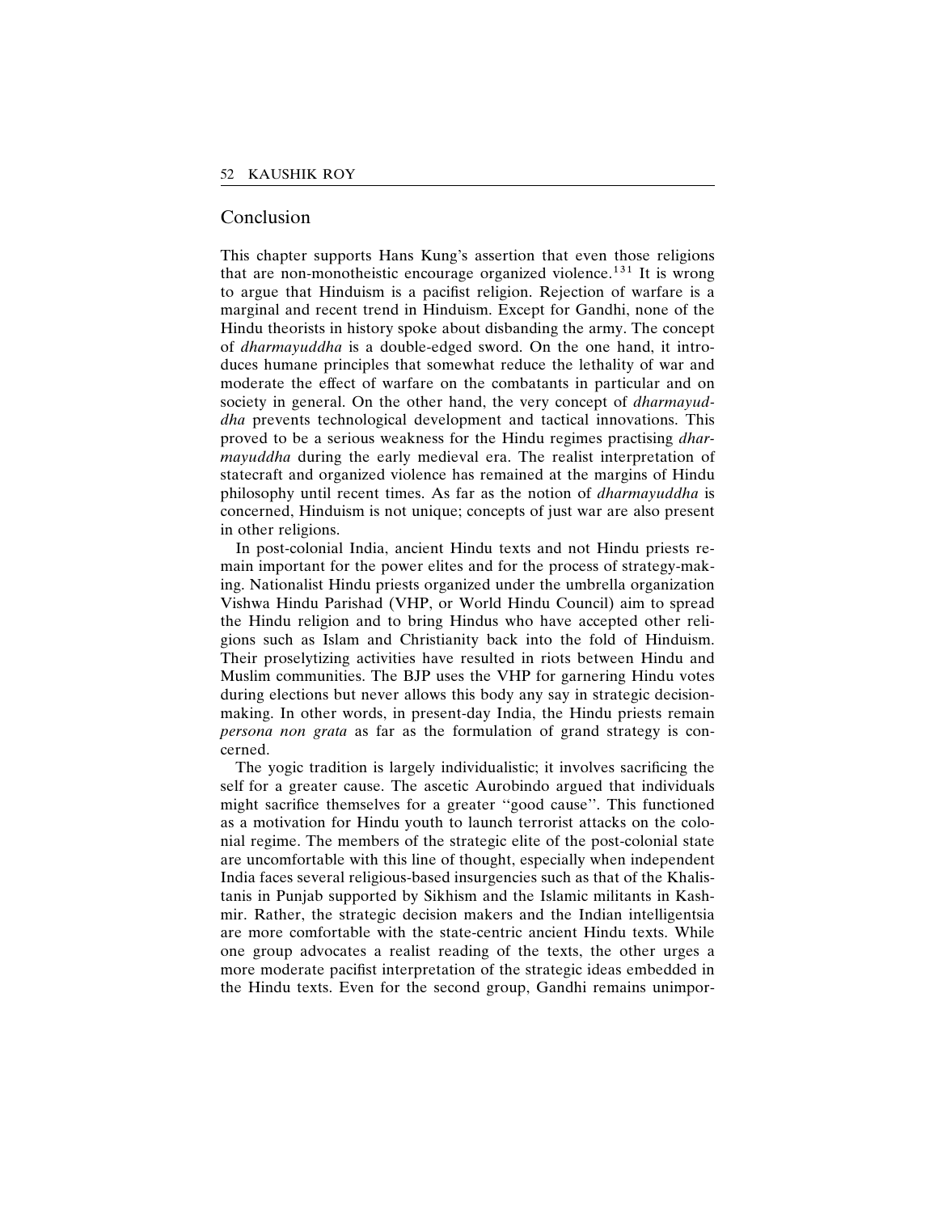## Conclusion

This chapter supports Hans Kung's assertion that even those religions that are non-monotheistic encourage organized violence.[131] It is wrong to argue that Hinduism is a pacifist religion. Rejection of warfare is a marginal and recent trend in Hinduism. Except for Gandhi, none of the Hindu theorists in history spoke about disbanding the army. The concept of *dharmayuddha* is a double-edged sword. On the one hand, it introduces humane principles that somewhat reduce the lethality of war and moderate the effect of warfare on the combatants in particular and on society in general. On the other hand, the very concept of *dharmayuddha* prevents technological development and tactical innovations. This proved to be a serious weakness for the Hindu regimes practising *dharmayuddha* during the early medieval era. The realist interpretation of statecraft and organized violence has remained at the margins of Hindu philosophy until recent times. As far as the notion of *dharmayuddha* is concerned, Hinduism is not unique; concepts of just war are also present in other religions.

In post-colonial India, ancient Hindu texts and not Hindu priests remain important for the power elites and for the process of strategy-making. Nationalist Hindu priests organized under the umbrella organization Vishwa Hindu Parishad (VHP, or World Hindu Council) aim to spread the Hindu religion and to bring Hindus who have accepted other religions such as Islam and Christianity back into the fold of Hinduism. Their proselytizing activities have resulted in riots between Hindu and Muslim communities. The BJP uses the VHP for garnering Hindu votes during elections but never allows this body any say in strategic decision-making. In other words, in present-day India, the Hindu priests remain *persona non grata* as far as the formulation of grand strategy is concerned.

The yogic tradition is largely individualistic; it involves sacrificing the self for a greater cause. The ascetic Aurobindo argued that individuals might sacrifice themselves for a greater "good cause". This functioned as a motivation for Hindu youth to launch terrorist attacks on the colonial regime. The members of the strategic elite of the post-colonial state are uncomfortable with this line of thought, especially when independent India faces several religious-based insurgencies such as that of the Khalistanis in Punjab supported by Sikhism and the Islamic militants in Kashmir. Rather, the strategic decision makers and the Indian intelligentsia are more comfortable with the state-centric ancient Hindu texts. While one group advocates a realist reading of the texts, the other urges a more moderate pacifist interpretation of the strategic ideas embedded in the Hindu texts. Even for the second group, Gandhi remains unimpor-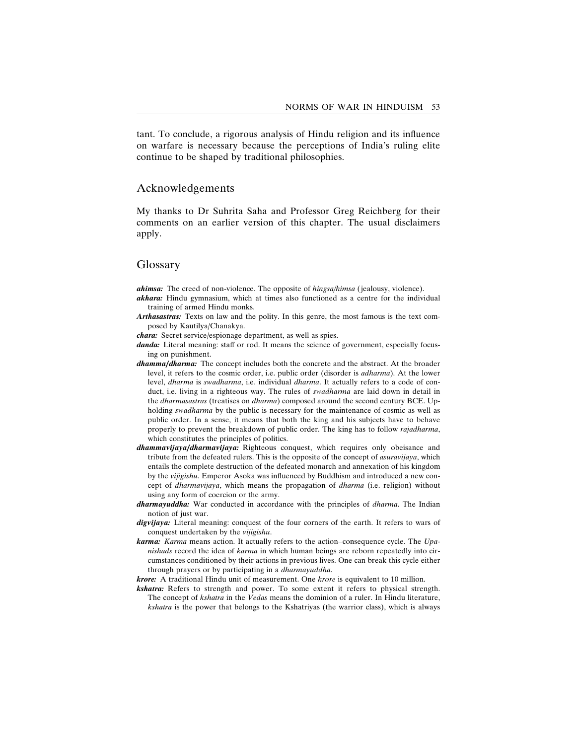tant. To conclude, a rigorous analysis of Hindu religion and its influence on warfare is necessary because the perceptions of India's ruling elite continue to be shaped by traditional philosophies.

## Acknowledgements

My thanks to Dr Suhrita Saha and Professor Greg Reichberg for their comments on an earlier version of this chapter. The usual disclaimers apply.

## Glossary

***ahimsa:*** The creed of non-violence. The opposite of *hingsa/himsa* (jealousy, violence).

***akhara:*** Hindu gymnasium, which at times also functioned as a centre for the individual training of armed Hindu monks.

***Arthasastras:*** Texts on law and the polity. In this genre, the most famous is the text composed by Kautilya/Chanakya.

***chara:*** Secret service/espionage department, as well as spies.

***danda:*** Literal meaning: staff or rod. It means the science of government, especially focusing on punishment.

***dhamma/dharma:*** The concept includes both the concrete and the abstract. At the broader level, it refers to the cosmic order, i.e. public order (disorder is *adharma*). At the lower level, *dharma* is *swadharma*, i.e. individual *dharma*. It actually refers to a code of conduct, i.e. living in a righteous way. The rules of *swadharma* are laid down in detail in the *dharmasastras* (treatises on *dharma*) composed around the second century BCE. Upholding *swadharma* by the public is necessary for the maintenance of cosmic as well as public order. In a sense, it means that both the king and his subjects have to behave properly to prevent the breakdown of public order. The king has to follow *rajadharma*, which constitutes the principles of politics.

***dhammavijaya/dharmavijaya:*** Righteous conquest, which requires only obeisance and tribute from the defeated rulers. This is the opposite of the concept of *asuravijaya*, which entails the complete destruction of the defeated monarch and annexation of his kingdom by the *vijigishu*. Emperor Asoka was influenced by Buddhism and introduced a new concept of *dharmavijaya*, which means the propagation of *dharma* (i.e. religion) without using any form of coercion or the army.

***dharmayuddha:*** War conducted in accordance with the principles of *dharma*. The Indian notion of just war.

***digvijaya:*** Literal meaning: conquest of the four corners of the earth. It refers to wars of conquest undertaken by the *vijigishu*.

***karma:*** *Karma* means action. It actually refers to the action–consequence cycle. The *Upanishads* record the idea of *karma* in which human beings are reborn repeatedly into circumstances conditioned by their actions in previous lives. One can break this cycle either through prayers or by participating in a *dharmayuddha*.

***krore:*** A traditional Hindu unit of measurement. One *krore* is equivalent to 10 million.

***kshatra:*** Refers to strength and power. To some extent it refers to physical strength. The concept of *kshatra* in the *Vedas* means the dominion of a ruler. In Hindu literature, *kshatra* is the power that belongs to the Kshatriyas (the warrior class), which is always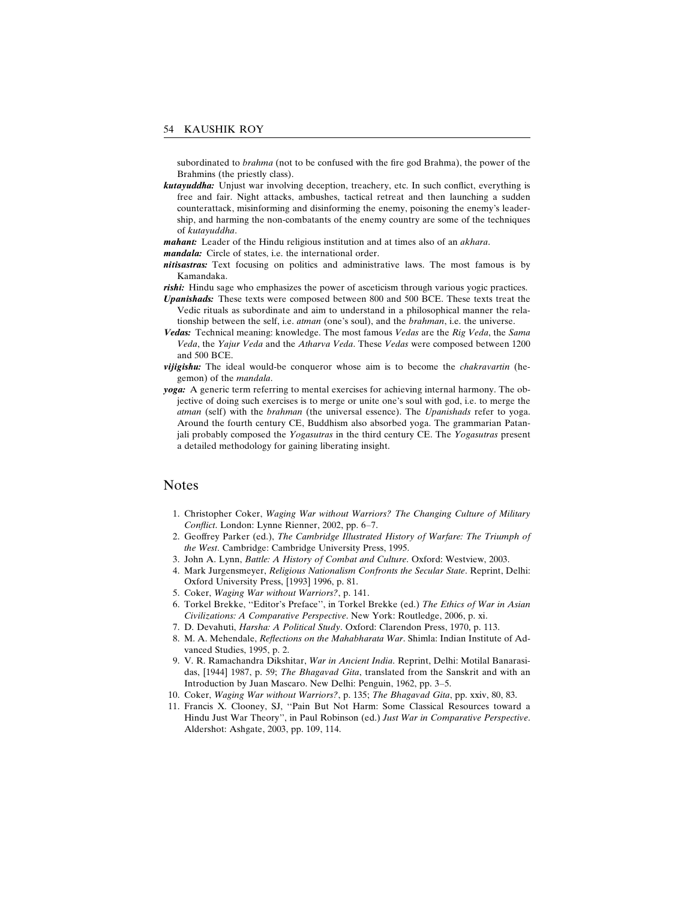subordinated to *brahma* (not to be confused with the fire god Brahma), the power of the Brahmins (the priestly class).

***kutayuddha:*** Unjust war involving deception, treachery, etc. In such conflict, everything is free and fair. Night attacks, ambushes, tactical retreat and then launching a sudden counterattack, misinforming and disinforming the enemy, poisoning the enemy's leadership, and harming the non-combatants of the enemy country are some of the techniques of *kutayuddha*.

***mahant:*** Leader of the Hindu religious institution and at times also of an *akhara*.

***mandala:*** Circle of states, i.e. the international order.

***nitisastras:*** Text focusing on politics and administrative laws. The most famous is by Kamandaka.

***rishi:*** Hindu sage who emphasizes the power of asceticism through various yogic practices.

***Upanishads:*** These texts were composed between 800 and 500 BCE. These texts treat the Vedic rituals as subordinate and aim to understand in a philosophical manner the relationship between the self, i.e. *atman* (one's soul), and the *brahman*, i.e. the universe.

***Vedas:*** Technical meaning: knowledge. The most famous *Vedas* are the *Rig Veda*, the *Sama Veda*, the *Yajur Veda* and the *Atharva Veda*. These *Vedas* were composed between 1200 and 500 BCE.

***vijigishu:*** The ideal would-be conqueror whose aim is to become the *chakravartin* (hegemon) of the *mandala*.

***yoga:*** A generic term referring to mental exercises for achieving internal harmony. The objective of doing such exercises is to merge or unite one's soul with god, i.e. to merge the *atman* (self) with the *brahman* (the universal essence). The *Upanishads* refer to yoga. Around the fourth century CE, Buddhism also absorbed yoga. The grammarian Patanjali probably composed the *Yogasutras* in the third century CE. The *Yogasutras* present a detailed methodology for gaining liberating insight.

## Notes

1. Christopher Coker, *Waging War without Warriors? The Changing Culture of Military Conflict*. London: Lynne Rienner, 2002, pp. 6–7.
2. Geoffrey Parker (ed.), *The Cambridge Illustrated History of Warfare: The Triumph of the West*. Cambridge: Cambridge University Press, 1995.
3. John A. Lynn, *Battle: A History of Combat and Culture*. Oxford: Westview, 2003.
4. Mark Jurgensmeyer, *Religious Nationalism Confronts the Secular State*. Reprint, Delhi: Oxford University Press, [1993] 1996, p. 81.
5. Coker, *Waging War without Warriors?*, p. 141.
6. Torkel Brekke, "Editor's Preface", in Torkel Brekke (ed.) *The Ethics of War in Asian Civilizations: A Comparative Perspective*. New York: Routledge, 2006, p. xi.
7. D. Devahuti, *Harsha: A Political Study*. Oxford: Clarendon Press, 1970, p. 113.
8. M. A. Mehendale, *Reflections on the Mahabharata War*. Shimla: Indian Institute of Advanced Studies, 1995, p. 2.
9. V. R. Ramachandra Dikshitar, *War in Ancient India*. Reprint, Delhi: Motilal Banarasidas, [1944] 1987, p. 59; *The Bhagavad Gita*, translated from the Sanskrit and with an Introduction by Juan Mascaro. New Delhi: Penguin, 1962, pp. 3–5.
10. Coker, *Waging War without Warriors?*, p. 135; *The Bhagavad Gita*, pp. xxiv, 80, 83.
11. Francis X. Clooney, SJ, "Pain But Not Harm: Some Classical Resources toward a Hindu Just War Theory", in Paul Robinson (ed.) *Just War in Comparative Perspective*. Aldershot: Ashgate, 2003, pp. 109, 114.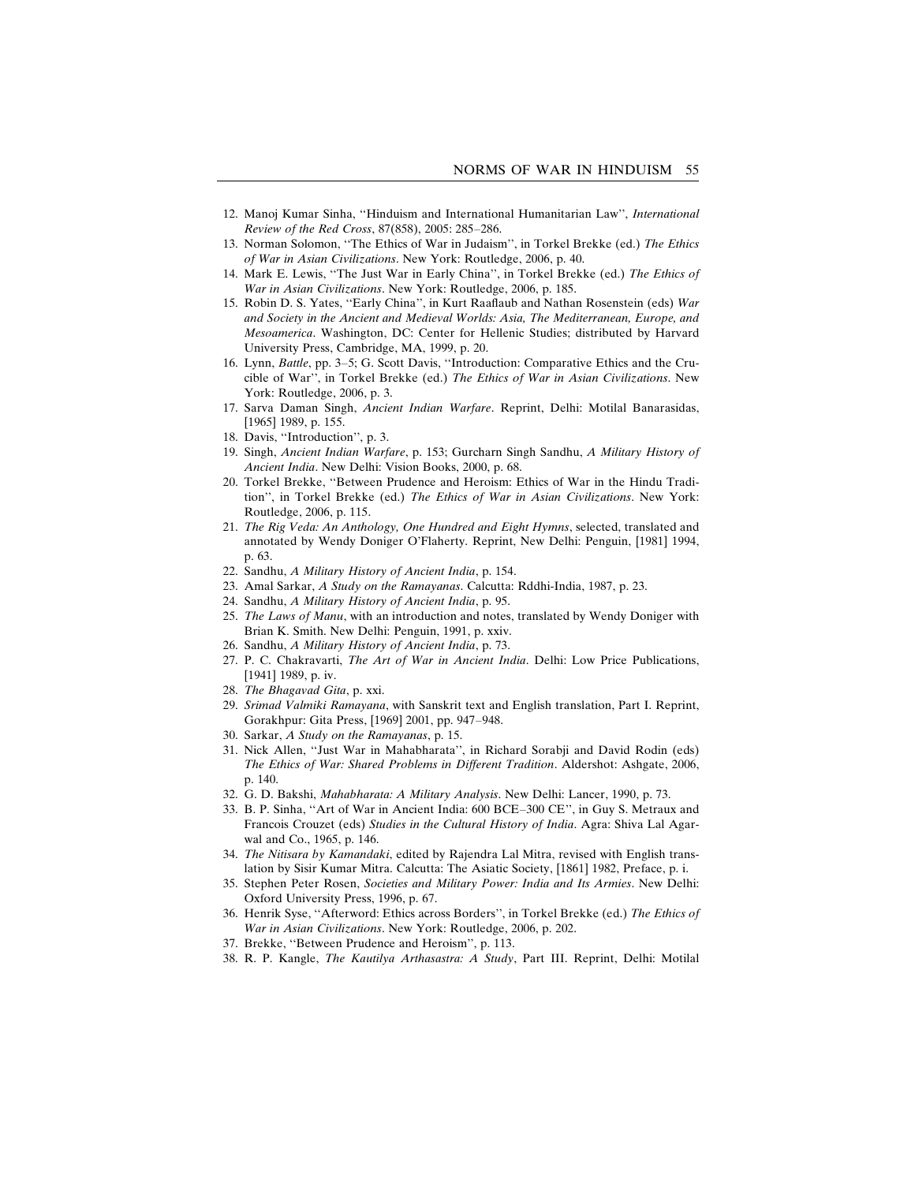12. Manoj Kumar Sinha, ''Hinduism and International Humanitarian Law'', *International Review of the Red Cross*, 87(858), 2005: 285–286.
13. Norman Solomon, ''The Ethics of War in Judaism'', in Torkel Brekke (ed.) *The Ethics of War in Asian Civilizations*. New York: Routledge, 2006, p. 40.
14. Mark E. Lewis, ''The Just War in Early China'', in Torkel Brekke (ed.) *The Ethics of War in Asian Civilizations*. New York: Routledge, 2006, p. 185.
15. Robin D. S. Yates, ''Early China'', in Kurt Raaflaub and Nathan Rosenstein (eds) *War and Society in the Ancient and Medieval Worlds: Asia, The Mediterranean, Europe, and Mesoamerica*. Washington, DC: Center for Hellenic Studies; distributed by Harvard University Press, Cambridge, MA, 1999, p. 20.
16. Lynn, *Battle*, pp. 3–5; G. Scott Davis, ''Introduction: Comparative Ethics and the Crucible of War'', in Torkel Brekke (ed.) *The Ethics of War in Asian Civilizations*. New York: Routledge, 2006, p. 3.
17. Sarva Daman Singh, *Ancient Indian Warfare*. Reprint, Delhi: Motilal Banarasidas, [1965] 1989, p. 155.
18. Davis, ''Introduction'', p. 3.
19. Singh, *Ancient Indian Warfare*, p. 153; Gurcharn Singh Sandhu, *A Military History of Ancient India*. New Delhi: Vision Books, 2000, p. 68.
20. Torkel Brekke, ''Between Prudence and Heroism: Ethics of War in the Hindu Tradition'', in Torkel Brekke (ed.) *The Ethics of War in Asian Civilizations*. New York: Routledge, 2006, p. 115.
21. *The Rig Veda: An Anthology, One Hundred and Eight Hymns*, selected, translated and annotated by Wendy Doniger O'Flaherty. Reprint, New Delhi: Penguin, [1981] 1994, p. 63.
22. Sandhu, *A Military History of Ancient India*, p. 154.
23. Amal Sarkar, *A Study on the Ramayanas*. Calcutta: Rddhi-India, 1987, p. 23.
24. Sandhu, *A Military History of Ancient India*, p. 95.
25. *The Laws of Manu*, with an introduction and notes, translated by Wendy Doniger with Brian K. Smith. New Delhi: Penguin, 1991, p. xxiv.
26. Sandhu, *A Military History of Ancient India*, p. 73.
27. P. C. Chakravarti, *The Art of War in Ancient India*. Delhi: Low Price Publications, [1941] 1989, p. iv.
28. *The Bhagavad Gita*, p. xxi.
29. *Srimad Valmiki Ramayana*, with Sanskrit text and English translation, Part I. Reprint, Gorakhpur: Gita Press, [1969] 2001, pp. 947–948.
30. Sarkar, *A Study on the Ramayanas*, p. 15.
31. Nick Allen, ''Just War in Mahabharata'', in Richard Sorabji and David Rodin (eds) *The Ethics of War: Shared Problems in Different Tradition*. Aldershot: Ashgate, 2006, p. 140.
32. G. D. Bakshi, *Mahabharata: A Military Analysis*. New Delhi: Lancer, 1990, p. 73.
33. B. P. Sinha, ''Art of War in Ancient India: 600 BCE–300 CE'', in Guy S. Metraux and Francois Crouzet (eds) *Studies in the Cultural History of India*. Agra: Shiva Lal Agarwal and Co., 1965, p. 146.
34. *The Nitisara by Kamandaki*, edited by Rajendra Lal Mitra, revised with English translation by Sisir Kumar Mitra. Calcutta: The Asiatic Society, [1861] 1982, Preface, p. i.
35. Stephen Peter Rosen, *Societies and Military Power: India and Its Armies*. New Delhi: Oxford University Press, 1996, p. 67.
36. Henrik Syse, ''Afterword: Ethics across Borders'', in Torkel Brekke (ed.) *The Ethics of War in Asian Civilizations*. New York: Routledge, 2006, p. 202.
37. Brekke, ''Between Prudence and Heroism'', p. 113.
38. R. P. Kangle, *The Kautilya Arthasastra: A Study*, Part III. Reprint, Delhi: Motilal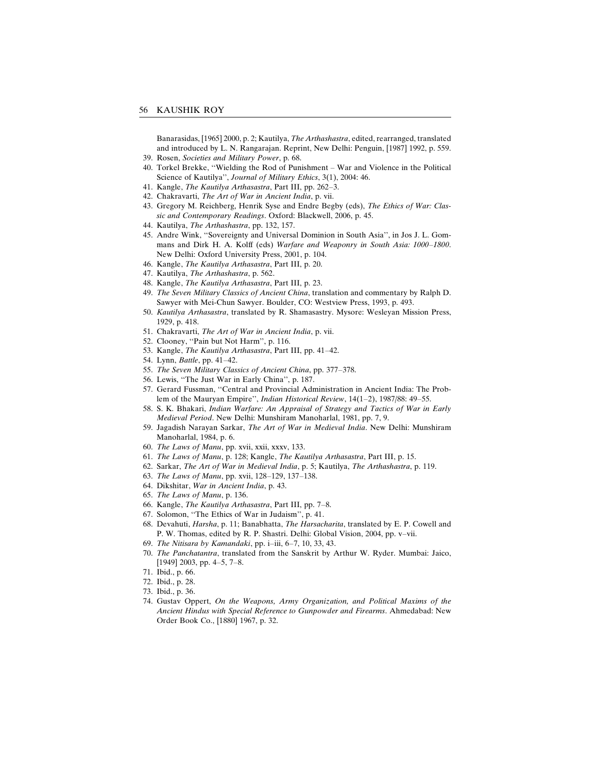Banarasidas, [1965] 2000, p. 2; Kautilya, *The Arthashastra*, edited, rearranged, translated and introduced by L. N. Rangarajan. Reprint, New Delhi: Penguin, [1987] 1992, p. 559.

39. Rosen, *Societies and Military Power*, p. 68.
40. Torkel Brekke, ''Wielding the Rod of Punishment – War and Violence in the Political Science of Kautilya'', *Journal of Military Ethics*, 3(1), 2004: 46.
41. Kangle, *The Kautilya Arthasastra*, Part III, pp. 262–3.
42. Chakravarti, *The Art of War in Ancient India*, p. vii.
43. Gregory M. Reichberg, Henrik Syse and Endre Begby (eds), *The Ethics of War: Classic and Contemporary Readings*. Oxford: Blackwell, 2006, p. 45.
44. Kautilya, *The Arthashastra*, pp. 132, 157.
45. Andre Wink, ''Sovereignty and Universal Dominion in South Asia'', in Jos J. L. Gommans and Dirk H. A. Kolff (eds) *Warfare and Weaponry in South Asia: 1000–1800*. New Delhi: Oxford University Press, 2001, p. 104.
46. Kangle, *The Kautilya Arthasastra*, Part III, p. 20.
47. Kautilya, *The Arthashastra*, p. 562.
48. Kangle, *The Kautilya Arthasastra*, Part III, p. 23.
49. *The Seven Military Classics of Ancient China*, translation and commentary by Ralph D. Sawyer with Mei-Chun Sawyer. Boulder, CO: Westview Press, 1993, p. 493.
50. *Kautilya Arthasastra*, translated by R. Shamasastry. Mysore: Wesleyan Mission Press, 1929, p. 418.
51. Chakravarti, *The Art of War in Ancient India*, p. vii.
52. Clooney, ''Pain but Not Harm'', p. 116.
53. Kangle, *The Kautilya Arthasastra*, Part III, pp. 41–42.
54. Lynn, *Battle*, pp. 41–42.
55. *The Seven Military Classics of Ancient China*, pp. 377–378.
56. Lewis, ''The Just War in Early China'', p. 187.
57. Gerard Fussman, ''Central and Provincial Administration in Ancient India: The Problem of the Mauryan Empire'', *Indian Historical Review*, 14(1–2), 1987/88: 49–55.
58. S. K. Bhakari, *Indian Warfare: An Appraisal of Strategy and Tactics of War in Early Medieval Period*. New Delhi: Munshiram Manoharlal, 1981, pp. 7, 9.
59. Jagadish Narayan Sarkar, *The Art of War in Medieval India*. New Delhi: Munshiram Manoharlal, 1984, p. 6.
60. *The Laws of Manu*, pp. xvii, xxii, xxxv, 133.
61. *The Laws of Manu*, p. 128; Kangle, *The Kautilya Arthasastra*, Part III, p. 15.
62. Sarkar, *The Art of War in Medieval India*, p. 5; Kautilya, *The Arthashastra*, p. 119.
63. *The Laws of Manu*, pp. xvii, 128–129, 137–138.
64. Dikshitar, *War in Ancient India*, p. 43.
65. *The Laws of Manu*, p. 136.
66. Kangle, *The Kautilya Arthasastra*, Part III, pp. 7–8.
67. Solomon, ''The Ethics of War in Judaism'', p. 41.
68. Devahuti, *Harsha*, p. 11; Banabhatta, *The Harsacharita*, translated by E. P. Cowell and P. W. Thomas, edited by R. P. Shastri. Delhi: Global Vision, 2004, pp. v–vii.
69. *The Nitisara by Kamandaki*, pp. i–iii, 6–7, 10, 33, 43.
70. *The Panchatantra*, translated from the Sanskrit by Arthur W. Ryder. Mumbai: Jaico, [1949] 2003, pp. 4–5, 7–8.
71. Ibid., p. 66.
72. Ibid., p. 28.
73. Ibid., p. 36.
74. Gustav Oppert, *On the Weapons, Army Organization, and Political Maxims of the Ancient Hindus with Special Reference to Gunpowder and Firearms*. Ahmedabad: New Order Book Co., [1880] 1967, p. 32.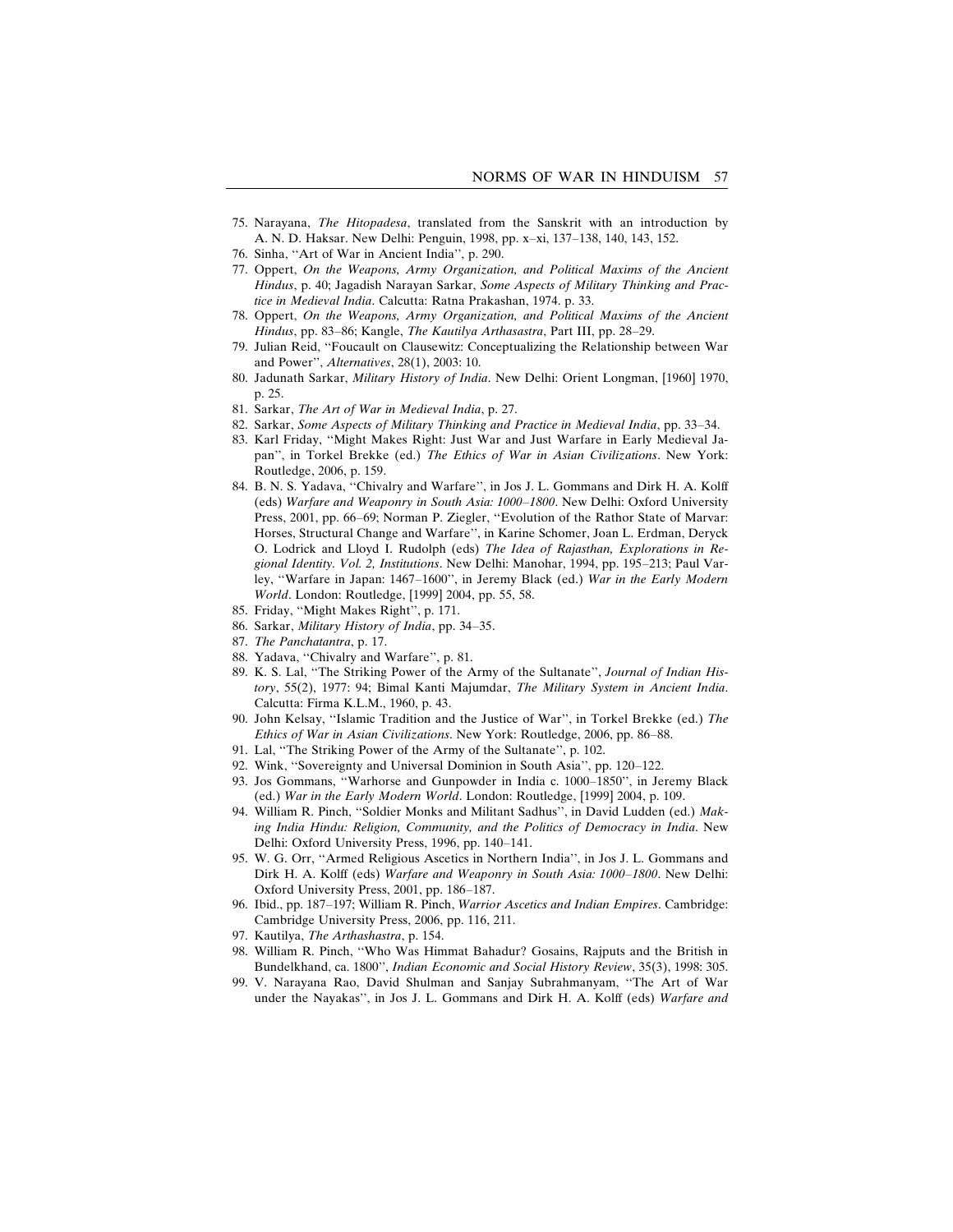75. Narayana, *The Hitopadesa*, translated from the Sanskrit with an introduction by A. N. D. Haksar. New Delhi: Penguin, 1998, pp. x–xi, 137–138, 140, 143, 152.
76. Sinha, ''Art of War in Ancient India'', p. 290.
77. Oppert, *On the Weapons, Army Organization, and Political Maxims of the Ancient Hindus*, p. 40; Jagadish Narayan Sarkar, *Some Aspects of Military Thinking and Practice in Medieval India*. Calcutta: Ratna Prakashan, 1974. p. 33.
78. Oppert, *On the Weapons, Army Organization, and Political Maxims of the Ancient Hindus*, pp. 83–86; Kangle, *The Kautilya Arthasastra*, Part III, pp. 28–29.
79. Julian Reid, ''Foucault on Clausewitz: Conceptualizing the Relationship between War and Power'', *Alternatives*, 28(1), 2003: 10.
80. Jadunath Sarkar, *Military History of India*. New Delhi: Orient Longman, [1960] 1970, p. 25.
81. Sarkar, *The Art of War in Medieval India*, p. 27.
82. Sarkar, *Some Aspects of Military Thinking and Practice in Medieval India*, pp. 33–34.
83. Karl Friday, ''Might Makes Right: Just War and Just Warfare in Early Medieval Japan'', in Torkel Brekke (ed.) *The Ethics of War in Asian Civilizations*. New York: Routledge, 2006, p. 159.
84. B. N. S. Yadava, ''Chivalry and Warfare'', in Jos J. L. Gommans and Dirk H. A. Kolff (eds) *Warfare and Weaponry in South Asia: 1000–1800*. New Delhi: Oxford University Press, 2001, pp. 66–69; Norman P. Ziegler, ''Evolution of the Rathor State of Marvar: Horses, Structural Change and Warfare'', in Karine Schomer, Joan L. Erdman, Deryck O. Lodrick and Lloyd I. Rudolph (eds) *The Idea of Rajasthan, Explorations in Regional Identity. Vol. 2, Institutions*. New Delhi: Manohar, 1994, pp. 195–213; Paul Varley, ''Warfare in Japan: 1467–1600'', in Jeremy Black (ed.) *War in the Early Modern World*. London: Routledge, [1999] 2004, pp. 55, 58.
85. Friday, ''Might Makes Right'', p. 171.
86. Sarkar, *Military History of India*, pp. 34–35.
87. *The Panchatantra*, p. 17.
88. Yadava, ''Chivalry and Warfare'', p. 81.
89. K. S. Lal, ''The Striking Power of the Army of the Sultanate'', *Journal of Indian History*, 55(2), 1977: 94; Bimal Kanti Majumdar, *The Military System in Ancient India*. Calcutta: Firma K.L.M., 1960, p. 43.
90. John Kelsay, ''Islamic Tradition and the Justice of War'', in Torkel Brekke (ed.) *The Ethics of War in Asian Civilizations*. New York: Routledge, 2006, pp. 86–88.
91. Lal, ''The Striking Power of the Army of the Sultanate'', p. 102.
92. Wink, ''Sovereignty and Universal Dominion in South Asia'', pp. 120–122.
93. Jos Gommans, ''Warhorse and Gunpowder in India c. 1000–1850'', in Jeremy Black (ed.) *War in the Early Modern World*. London: Routledge, [1999] 2004, p. 109.
94. William R. Pinch, ''Soldier Monks and Militant Sadhus'', in David Ludden (ed.) *Making India Hindu: Religion, Community, and the Politics of Democracy in India*. New Delhi: Oxford University Press, 1996, pp. 140–141.
95. W. G. Orr, ''Armed Religious Ascetics in Northern India'', in Jos J. L. Gommans and Dirk H. A. Kolff (eds) *Warfare and Weaponry in South Asia: 1000–1800*. New Delhi: Oxford University Press, 2001, pp. 186–187.
96. Ibid., pp. 187–197; William R. Pinch, *Warrior Ascetics and Indian Empires*. Cambridge: Cambridge University Press, 2006, pp. 116, 211.
97. Kautilya, *The Arthashastra*, p. 154.
98. William R. Pinch, ''Who Was Himmat Bahadur? Gosains, Rajputs and the British in Bundelkhand, ca. 1800'', *Indian Economic and Social History Review*, 35(3), 1998: 305.
99. V. Narayana Rao, David Shulman and Sanjay Subrahmanyam, ''The Art of War under the Nayakas'', in Jos J. L. Gommans and Dirk H. A. Kolff (eds) *Warfare and*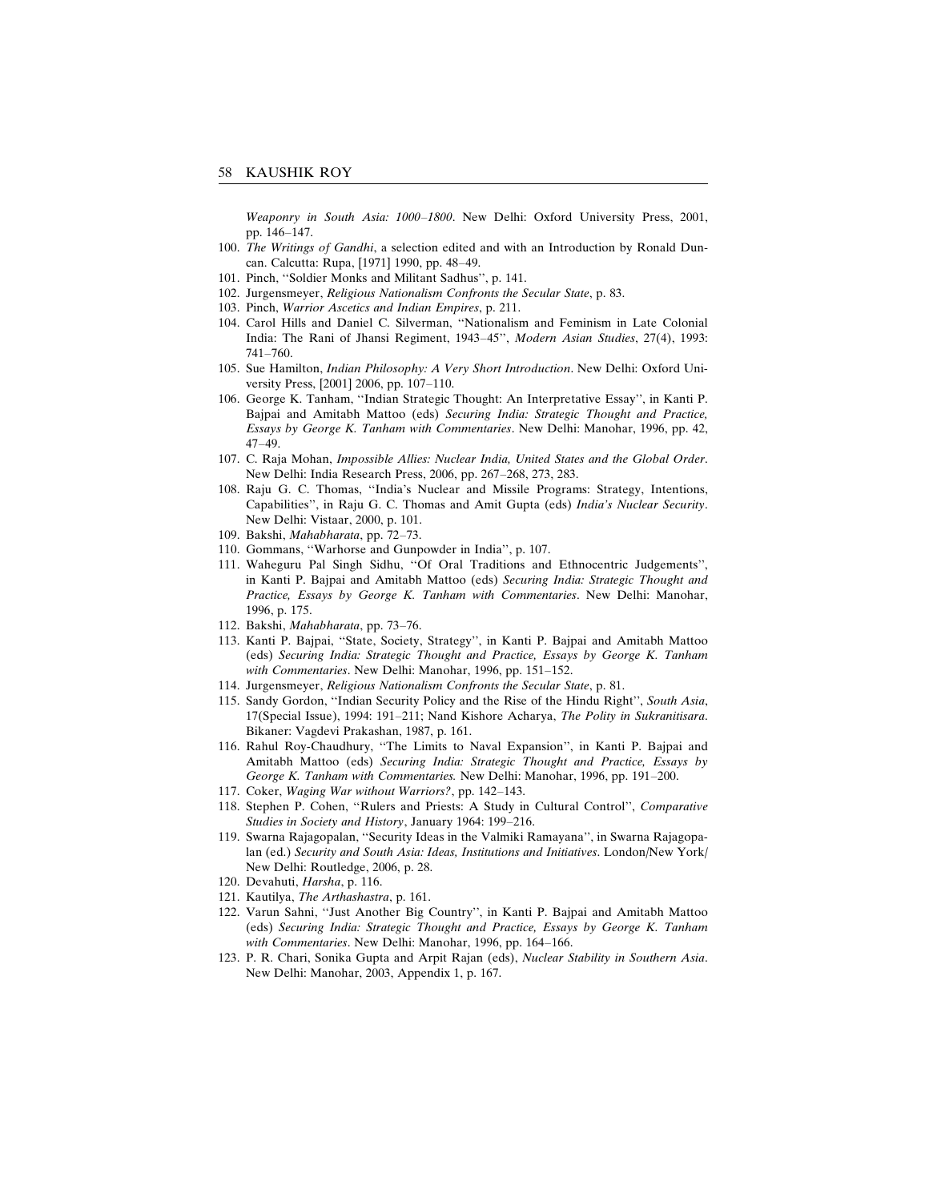*Weaponry in South Asia: 1000–1800*. New Delhi: Oxford University Press, 2001, pp. 146–147.

100. *The Writings of Gandhi*, a selection edited and with an Introduction by Ronald Duncan. Calcutta: Rupa, [1971] 1990, pp. 48–49.
101. Pinch, ''Soldier Monks and Militant Sadhus'', p. 141.
102. Jurgensmeyer, *Religious Nationalism Confronts the Secular State*, p. 83.
103. Pinch, *Warrior Ascetics and Indian Empires*, p. 211.
104. Carol Hills and Daniel C. Silverman, ''Nationalism and Feminism in Late Colonial India: The Rani of Jhansi Regiment, 1943–45'', *Modern Asian Studies*, 27(4), 1993: 741–760.
105. Sue Hamilton, *Indian Philosophy: A Very Short Introduction*. New Delhi: Oxford University Press, [2001] 2006, pp. 107–110.
106. George K. Tanham, ''Indian Strategic Thought: An Interpretative Essay'', in Kanti P. Bajpai and Amitabh Mattoo (eds) *Securing India: Strategic Thought and Practice, Essays by George K. Tanham with Commentaries*. New Delhi: Manohar, 1996, pp. 42, 47–49.
107. C. Raja Mohan, *Impossible Allies: Nuclear India, United States and the Global Order*. New Delhi: India Research Press, 2006, pp. 267–268, 273, 283.
108. Raju G. C. Thomas, ''India's Nuclear and Missile Programs: Strategy, Intentions, Capabilities'', in Raju G. C. Thomas and Amit Gupta (eds) *India's Nuclear Security*. New Delhi: Vistaar, 2000, p. 101.
109. Bakshi, *Mahabharata*, pp. 72–73.
110. Gommans, ''Warhorse and Gunpowder in India'', p. 107.
111. Waheguru Pal Singh Sidhu, ''Of Oral Traditions and Ethnocentric Judgements'', in Kanti P. Bajpai and Amitabh Mattoo (eds) *Securing India: Strategic Thought and Practice, Essays by George K. Tanham with Commentaries*. New Delhi: Manohar, 1996, p. 175.
112. Bakshi, *Mahabharata*, pp. 73–76.
113. Kanti P. Bajpai, ''State, Society, Strategy'', in Kanti P. Bajpai and Amitabh Mattoo (eds) *Securing India: Strategic Thought and Practice, Essays by George K. Tanham with Commentaries*. New Delhi: Manohar, 1996, pp. 151–152.
114. Jurgensmeyer, *Religious Nationalism Confronts the Secular State*, p. 81.
115. Sandy Gordon, ''Indian Security Policy and the Rise of the Hindu Right'', *South Asia*, 17(Special Issue), 1994: 191–211; Nand Kishore Acharya, *The Polity in Sukranitisara*. Bikaner: Vagdevi Prakashan, 1987, p. 161.
116. Rahul Roy-Chaudhury, ''The Limits to Naval Expansion'', in Kanti P. Bajpai and Amitabh Mattoo (eds) *Securing India: Strategic Thought and Practice, Essays by George K. Tanham with Commentaries.* New Delhi: Manohar, 1996, pp. 191–200.
117. Coker, *Waging War without Warriors?*, pp. 142–143.
118. Stephen P. Cohen, ''Rulers and Priests: A Study in Cultural Control'', *Comparative Studies in Society and History*, January 1964: 199–216.
119. Swarna Rajagopalan, ''Security Ideas in the Valmiki Ramayana'', in Swarna Rajagopalan (ed.) *Security and South Asia: Ideas, Institutions and Initiatives*. London/New York/New Delhi: Routledge, 2006, p. 28.
120. Devahuti, *Harsha*, p. 116.
121. Kautilya, *The Arthashastra*, p. 161.
122. Varun Sahni, ''Just Another Big Country'', in Kanti P. Bajpai and Amitabh Mattoo (eds) *Securing India: Strategic Thought and Practice, Essays by George K. Tanham with Commentaries*. New Delhi: Manohar, 1996, pp. 164–166.
123. P. R. Chari, Sonika Gupta and Arpit Rajan (eds), *Nuclear Stability in Southern Asia*. New Delhi: Manohar, 2003, Appendix 1, p. 167.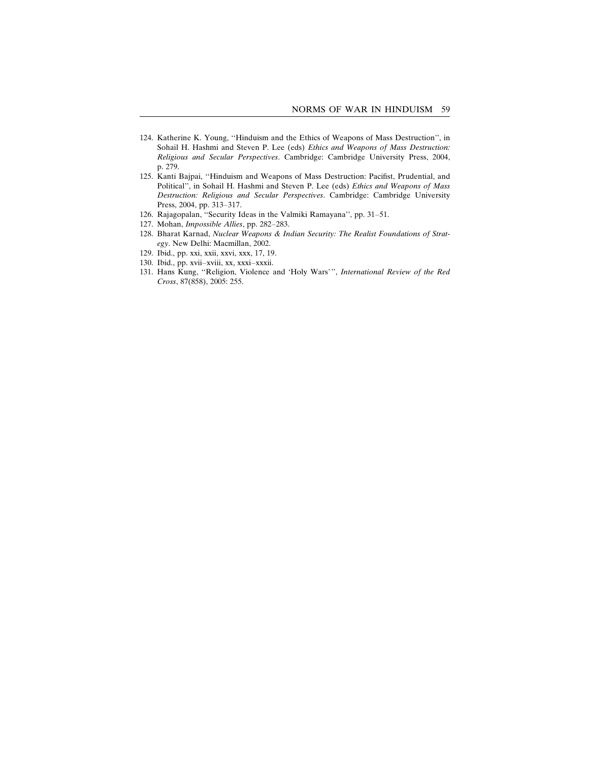124. Katherine K. Young, "Hinduism and the Ethics of Weapons of Mass Destruction", in Sohail H. Hashmi and Steven P. Lee (eds) *Ethics and Weapons of Mass Destruction: Religious and Secular Perspectives*. Cambridge: Cambridge University Press, 2004, p. 279.
125. Kanti Bajpai, "Hinduism and Weapons of Mass Destruction: Pacifist, Prudential, and Political", in Sohail H. Hashmi and Steven P. Lee (eds) *Ethics and Weapons of Mass Destruction: Religious and Secular Perspectives*. Cambridge: Cambridge University Press, 2004, pp. 313–317.
126. Rajagopalan, "Security Ideas in the Valmiki Ramayana", pp. 31–51.
127. Mohan, *Impossible Allies*, pp. 282–283.
128. Bharat Karnad, *Nuclear Weapons & Indian Security: The Realist Foundations of Strategy*. New Delhi: Macmillan, 2002.
129. Ibid., pp. xxi, xxii, xxvi, xxx, 17, 19.
130. Ibid., pp. xvii–xviii, xx, xxxi–xxxii.
131. Hans Kung, "Religion, Violence and 'Holy Wars'", *International Review of the Red Cross*, 87(858), 2005: 255.